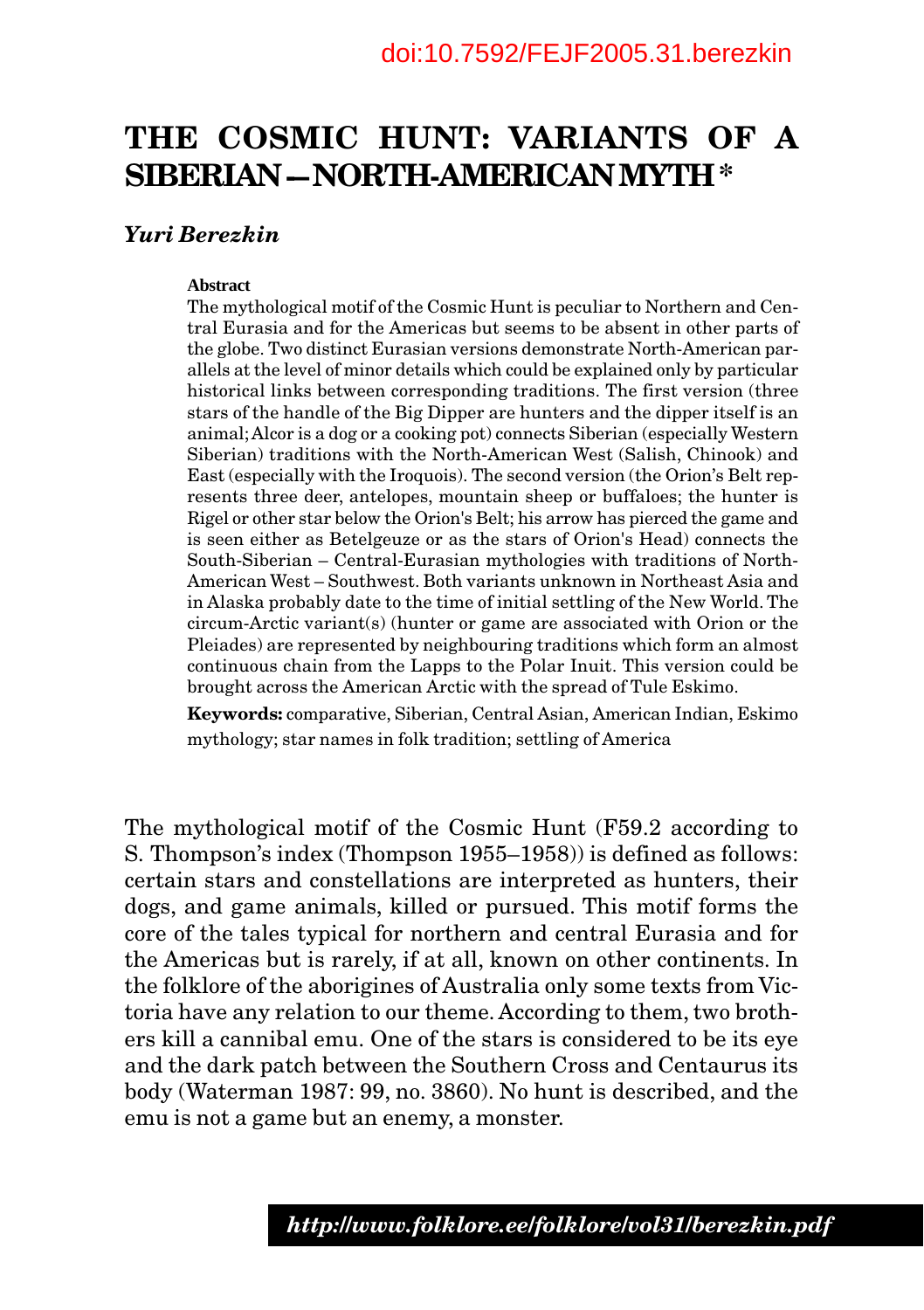doi:10.7592/FEJF2005.31.berezkin

# THE COSMIC HUNT: VARIANTS OF A SIBERIAN – NORTH-AMERICAN MYTH *

***Yuri Berezkin***

**Abstract**

The mythological motif of the Cosmic Hunt is peculiar to Northern and Central Eurasia and for the Americas but seems to be absent in other parts of the globe. Two distinct Eurasian versions demonstrate North-American parallels at the level of minor details which could be explained only by particular historical links between corresponding traditions. The first version (three stars of the handle of the Big Dipper are hunters and the dipper itself is an animal; Alcor is a dog or a cooking pot) connects Siberian (especially Western Siberian) traditions with the North-American West (Salish, Chinook) and East (especially with the Iroquois). The second version (the Orion's Belt represents three deer, antelopes, mountain sheep or buffaloes; the hunter is Rigel or other star below the Orion's Belt; his arrow has pierced the game and is seen either as Betelgeuze or as the stars of Orion's Head) connects the South-Siberian – Central-Eurasian mythologies with traditions of North-American West – Southwest. Both variants unknown in Northeast Asia and in Alaska probably date to the time of initial settling of the New World. The circum-Arctic variant(s) (hunter or game are associated with Orion or the Pleiades) are represented by neighbouring traditions which form an almost continuous chain from the Lapps to the Polar Inuit. This version could be brought across the American Arctic with the spread of Tule Eskimo.

**Keywords:** comparative, Siberian, Central Asian, American Indian, Eskimo mythology; star names in folk tradition; settling of America

The mythological motif of the Cosmic Hunt (F59.2 according to S. Thompson's index (Thompson 1955–1958)) is defined as follows: certain stars and constellations are interpreted as hunters, their dogs, and game animals, killed or pursued. This motif forms the core of the tales typical for northern and central Eurasia and for the Americas but is rarely, if at all, known on other continents. In the folklore of the aborigines of Australia only some texts from Victoria have any relation to our theme. According to them, two brothers kill a cannibal emu. One of the stars is considered to be its eye and the dark patch between the Southern Cross and Centaurus its body (Waterman 1987: 99, no. 3860). No hunt is described, and the emu is not a game but an enemy, a monster.

***http://www.folklore.ee/folklore/vol31/berezkin.pdf***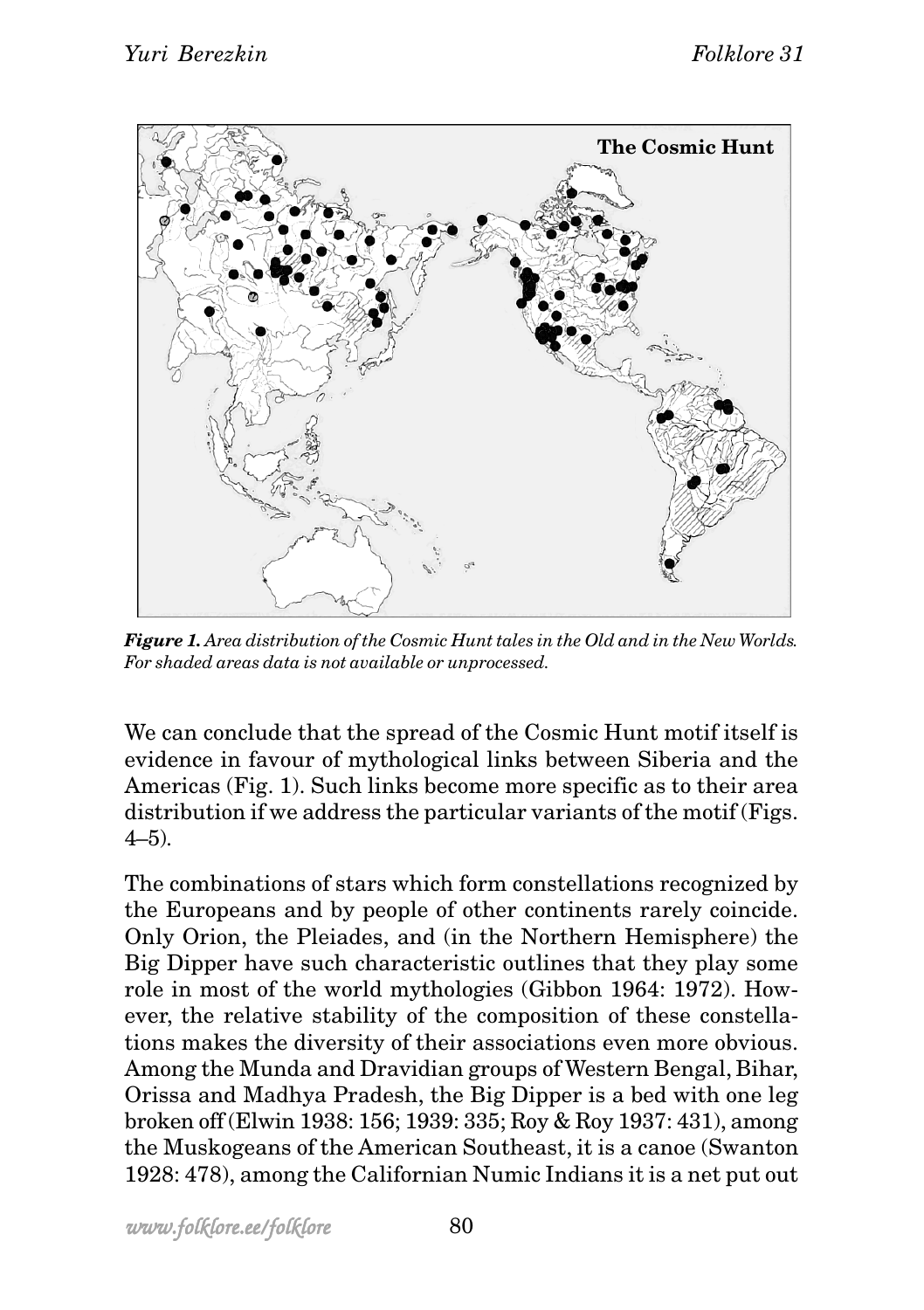*Figure 1. Area distribution of the Cosmic Hunt tales in the Old and in the New Worlds. For shaded areas data is not available or unprocessed.*

We can conclude that the spread of the Cosmic Hunt motif itself is evidence in favour of mythological links between Siberia and the Americas (Fig. 1). Such links become more specific as to their area distribution if we address the particular variants of the motif (Figs. 4–5).

The combinations of stars which form constellations recognized by the Europeans and by people of other continents rarely coincide. Only Orion, the Pleiades, and (in the Northern Hemisphere) the Big Dipper have such characteristic outlines that they play some role in most of the world mythologies (Gibbon 1964: 1972). However, the relative stability of the composition of these constellations makes the diversity of their associations even more obvious. Among the Munda and Dravidian groups of Western Bengal, Bihar, Orissa and Madhya Pradesh, the Big Dipper is a bed with one leg broken off (Elwin 1938: 156; 1939: 335; Roy & Roy 1937: 431), among the Muskogeans of the American Southeast, it is a canoe (Swanton 1928: 478), among the Californian Numic Indians it is a net put out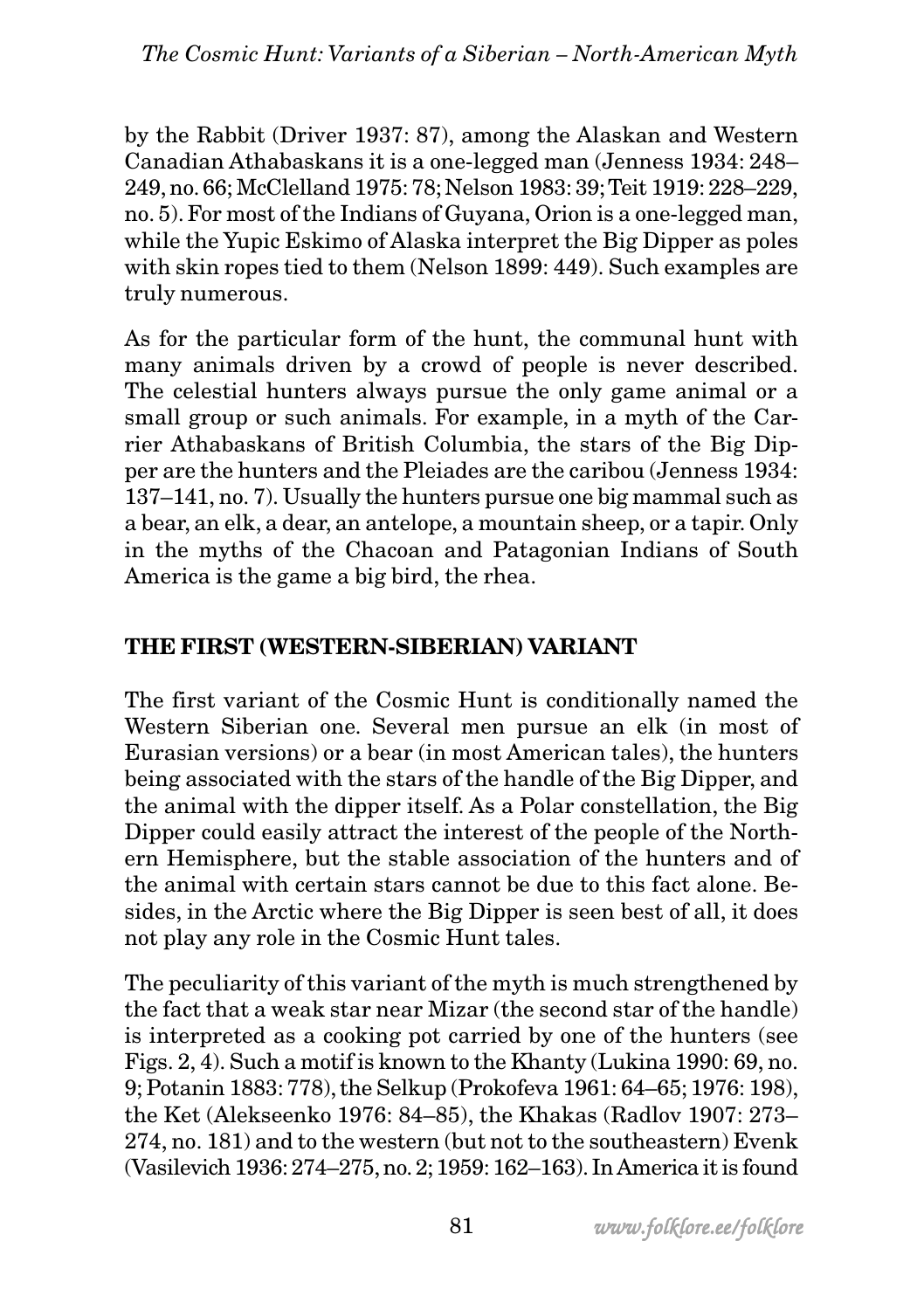by the Rabbit (Driver 1937: 87), among the Alaskan and Western Canadian Athabaskans it is a one-legged man (Jenness 1934: 248–249, no. 66; McClelland 1975: 78; Nelson 1983: 39; Teit 1919: 228–229, no. 5). For most of the Indians of Guyana, Orion is a one-legged man, while the Yupic Eskimo of Alaska interpret the Big Dipper as poles with skin ropes tied to them (Nelson 1899: 449). Such examples are truly numerous.

As for the particular form of the hunt, the communal hunt with many animals driven by a crowd of people is never described. The celestial hunters always pursue the only game animal or a small group or such animals. For example, in a myth of the Carrier Athabaskans of British Columbia, the stars of the Big Dipper are the hunters and the Pleiades are the caribou (Jenness 1934: 137–141, no. 7). Usually the hunters pursue one big mammal such as a bear, an elk, a dear, an antelope, a mountain sheep, or a tapir. Only in the myths of the Chacoan and Patagonian Indians of South America is the game a big bird, the rhea.

## THE FIRST (WESTERN-SIBERIAN) VARIANT

The first variant of the Cosmic Hunt is conditionally named the Western Siberian one. Several men pursue an elk (in most of Eurasian versions) or a bear (in most American tales), the hunters being associated with the stars of the handle of the Big Dipper, and the animal with the dipper itself. As a Polar constellation, the Big Dipper could easily attract the interest of the people of the Northern Hemisphere, but the stable association of the hunters and of the animal with certain stars cannot be due to this fact alone. Besides, in the Arctic where the Big Dipper is seen best of all, it does not play any role in the Cosmic Hunt tales.

The peculiarity of this variant of the myth is much strengthened by the fact that a weak star near Mizar (the second star of the handle) is interpreted as a cooking pot carried by one of the hunters (see Figs. 2, 4). Such a motif is known to the Khanty (Lukina 1990: 69, no. 9; Potanin 1883: 778), the Selkup (Prokofeva 1961: 64–65; 1976: 198), the Ket (Alekseenko 1976: 84–85), the Khakas (Radlov 1907: 273–274, no. 181) and to the western (but not to the southeastern) Evenk (Vasilevich 1936: 274–275, no. 2; 1959: 162–163). In America it is found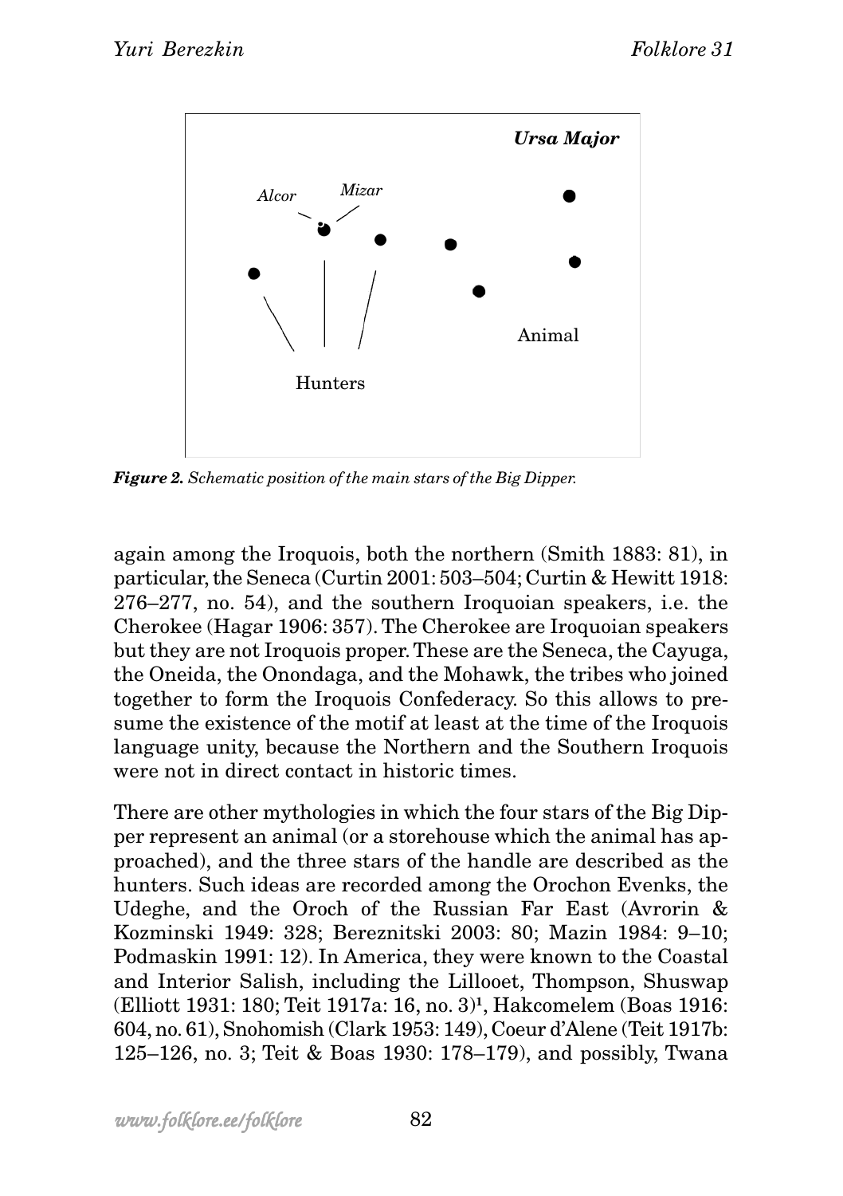*Figure 2. Schematic position of the main stars of the Big Dipper.*

again among the Iroquois, both the northern (Smith 1883: 81), in particular, the Seneca (Curtin 2001: 503–504; Curtin & Hewitt 1918: 276–277, no. 54), and the southern Iroquoian speakers, i.e. the Cherokee (Hagar 1906: 357). The Cherokee are Iroquoian speakers but they are not Iroquois proper. These are the Seneca, the Cayuga, the Oneida, the Onondaga, and the Mohawk, the tribes who joined together to form the Iroquois Confederacy. So this allows to presume the existence of the motif at least at the time of the Iroquois language unity, because the Northern and the Southern Iroquois were not in direct contact in historic times.

There are other mythologies in which the four stars of the Big Dipper represent an animal (or a storehouse which the animal has approached), and the three stars of the handle are described as the hunters. Such ideas are recorded among the Orochon Evenks, the Udeghe, and the Oroch of the Russian Far East (Avrorin & Kozminski 1949: 328; Bereznitski 2003: 80; Mazin 1984: 9–10; Podmaskin 1991: 12). In America, they were known to the Coastal and Interior Salish, including the Lillooet, Thompson, Shuswap (Elliott 1931: 180; Teit 1917a: 16, no. 3)[1], Hakcomelem (Boas 1916: 604, no. 61), Snohomish (Clark 1953: 149), Coeur d'Alene (Teit 1917b: 125–126, no. 3; Teit & Boas 1930: 178–179), and possibly, Twana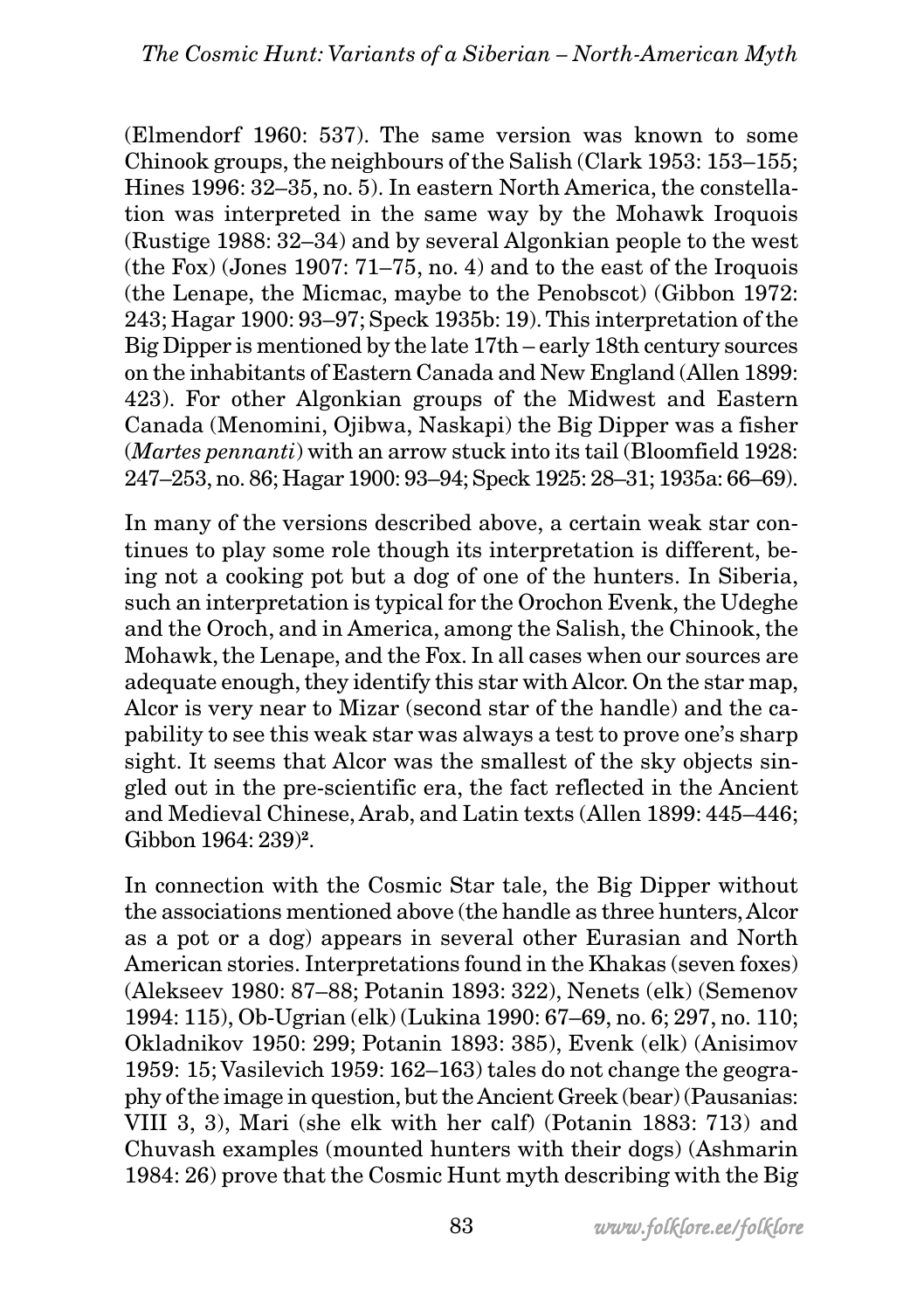(Elmendorf 1960: 537). The same version was known to some Chinook groups, the neighbours of the Salish (Clark 1953: 153–155; Hines 1996: 32–35, no. 5). In eastern North America, the constellation was interpreted in the same way by the Mohawk Iroquois (Rustige 1988: 32–34) and by several Algonkian people to the west (the Fox) (Jones 1907: 71–75, no. 4) and to the east of the Iroquois (the Lenape, the Micmac, maybe to the Penobscot) (Gibbon 1972: 243; Hagar 1900: 93–97; Speck 1935b: 19). This interpretation of the Big Dipper is mentioned by the late 17th – early 18th century sources on the inhabitants of Eastern Canada and New England (Allen 1899: 423). For other Algonkian groups of the Midwest and Eastern Canada (Menomini, Ojibwa, Naskapi) the Big Dipper was a fisher (*Martes pennanti*) with an arrow stuck into its tail (Bloomfield 1928: 247–253, no. 86; Hagar 1900: 93–94; Speck 1925: 28–31; 1935a: 66–69).

In many of the versions described above, a certain weak star continues to play some role though its interpretation is different, being not a cooking pot but a dog of one of the hunters. In Siberia, such an interpretation is typical for the Orochon Evenk, the Udeghe and the Oroch, and in America, among the Salish, the Chinook, the Mohawk, the Lenape, and the Fox. In all cases when our sources are adequate enough, they identify this star with Alcor. On the star map, Alcor is very near to Mizar (second star of the handle) and the capability to see this weak star was always a test to prove one's sharp sight. It seems that Alcor was the smallest of the sky objects singled out in the pre-scientific era, the fact reflected in the Ancient and Medieval Chinese, Arab, and Latin texts (Allen 1899: 445–446; Gibbon 1964: 239)[2].

In connection with the Cosmic Star tale, the Big Dipper without the associations mentioned above (the handle as three hunters, Alcor as a pot or a dog) appears in several other Eurasian and North American stories. Interpretations found in the Khakas (seven foxes) (Alekseev 1980: 87–88; Potanin 1893: 322), Nenets (elk) (Semenov 1994: 115), Ob-Ugrian (elk) (Lukina 1990: 67–69, no. 6; 297, no. 110; Okladnikov 1950: 299; Potanin 1893: 385), Evenk (elk) (Anisimov 1959: 15; Vasilevich 1959: 162–163) tales do not change the geography of the image in question, but the Ancient Greek (bear) (Pausanias: VIII 3, 3), Mari (she elk with her calf) (Potanin 1883: 713) and Chuvash examples (mounted hunters with their dogs) (Ashmarin 1984: 26) prove that the Cosmic Hunt myth describing with the Big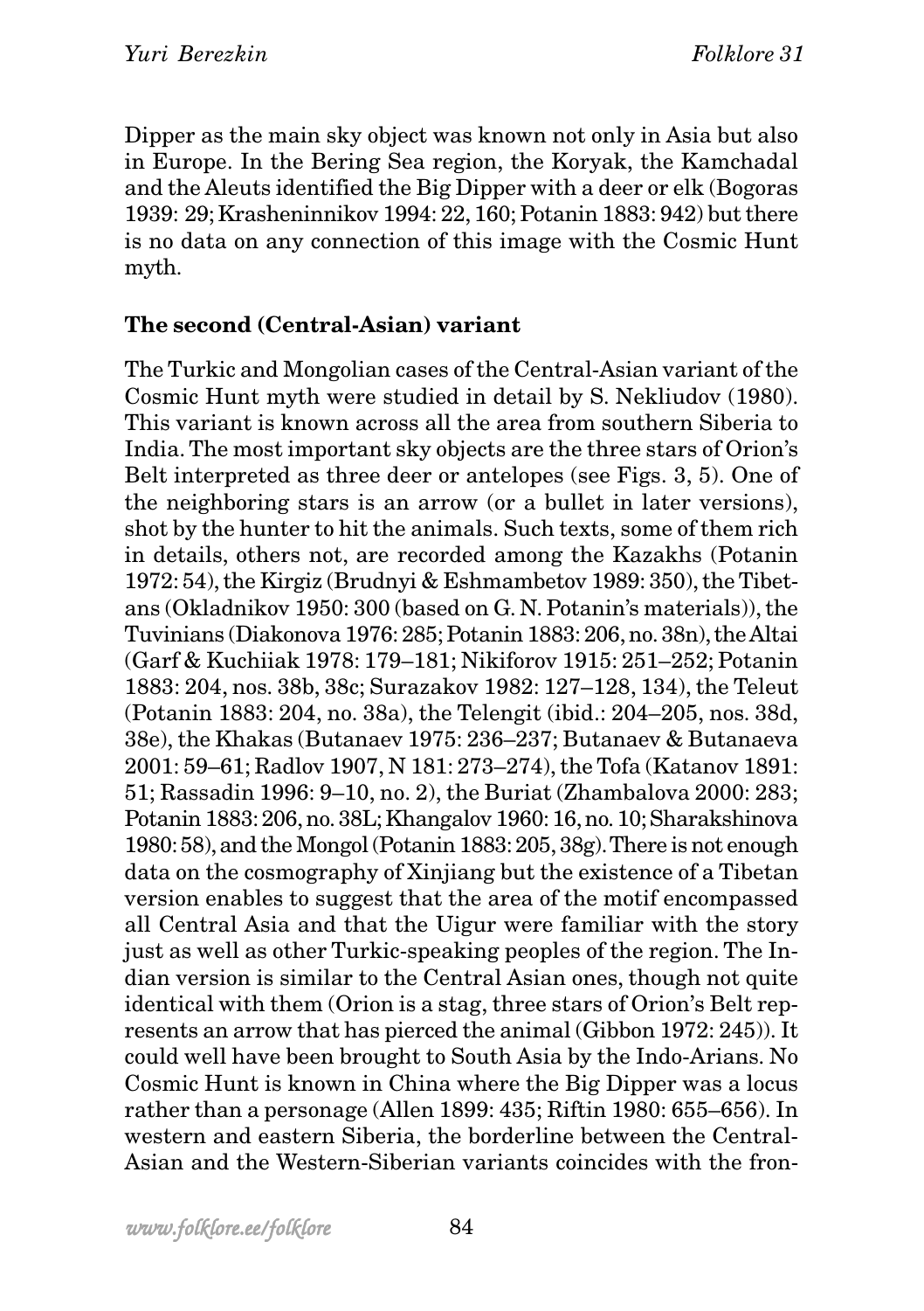Dipper as the main sky object was known not only in Asia but also in Europe. In the Bering Sea region, the Koryak, the Kamchadal and the Aleuts identified the Big Dipper with a deer or elk (Bogoras 1939: 29; Krasheninnikov 1994: 22, 160; Potanin 1883: 942) but there is no data on any connection of this image with the Cosmic Hunt myth.

**The second (Central-Asian) variant**

The Turkic and Mongolian cases of the Central-Asian variant of the Cosmic Hunt myth were studied in detail by S. Nekliudov (1980). This variant is known across all the area from southern Siberia to India. The most important sky objects are the three stars of Orion's Belt interpreted as three deer or antelopes (see Figs. 3, 5). One of the neighboring stars is an arrow (or a bullet in later versions), shot by the hunter to hit the animals. Such texts, some of them rich in details, others not, are recorded among the Kazakhs (Potanin 1972: 54), the Kirgiz (Brudnyi & Eshmambetov 1989: 350), the Tibetans (Okladnikov 1950: 300 (based on G. N. Potanin's materials)), the Tuvinians (Diakonova 1976: 285; Potanin 1883: 206, no. 38n), the Altai (Garf & Kuchiiak 1978: 179–181; Nikiforov 1915: 251–252; Potanin 1883: 204, nos. 38b, 38c; Surazakov 1982: 127–128, 134), the Teleut (Potanin 1883: 204, no. 38a), the Telengit (ibid.: 204–205, nos. 38d, 38e), the Khakas (Butanaev 1975: 236–237; Butanaev & Butanaeva 2001: 59–61; Radlov 1907, N 181: 273–274), the Tofa (Katanov 1891: 51; Rassadin 1996: 9–10, no. 2), the Buriat (Zhambalova 2000: 283; Potanin 1883: 206, no. 38L; Khangalov 1960: 16, no. 10; Sharakshinova 1980: 58), and the Mongol (Potanin 1883: 205, 38g). There is not enough data on the cosmography of Xinjiang but the existence of a Tibetan version enables to suggest that the area of the motif encompassed all Central Asia and that the Uigur were familiar with the story just as well as other Turkic-speaking peoples of the region. The Indian version is similar to the Central Asian ones, though not quite identical with them (Orion is a stag, three stars of Orion's Belt represents an arrow that has pierced the animal (Gibbon 1972: 245)). It could well have been brought to South Asia by the Indo-Arians. No Cosmic Hunt is known in China where the Big Dipper was a locus rather than a personage (Allen 1899: 435; Riftin 1980: 655–656). In western and eastern Siberia, the borderline between the Central-Asian and the Western-Siberian variants coincides with the fron-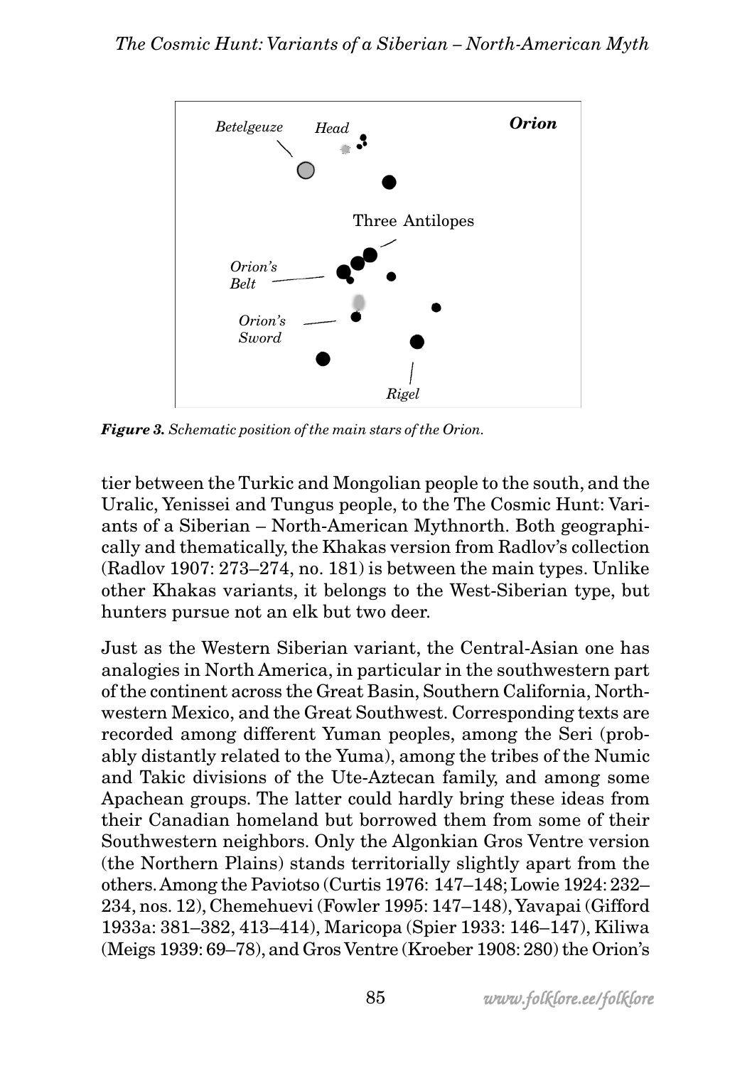Betelgeuze Head Orion

Three Antilopes

Orion's Belt

Orion's Sword

Rigel

***Figure 3.*** *Schematic position of the main stars of the Orion.*

tier between the Turkic and Mongolian people to the south, and the Uralic, Yenissei and Tungus people, to the The Cosmic Hunt: Variants of a Siberian – North-American Mythnorth. Both geographically and thematically, the Khakas version from Radlov's collection (Radlov 1907: 273–274, no. 181) is between the main types. Unlike other Khakas variants, it belongs to the West-Siberian type, but hunters pursue not an elk but two deer.

Just as the Western Siberian variant, the Central-Asian one has analogies in North America, in particular in the southwestern part of the continent across the Great Basin, Southern California, Northwestern Mexico, and the Great Southwest. Corresponding texts are recorded among different Yuman peoples, among the Seri (probably distantly related to the Yuma), among the tribes of the Numic and Takic divisions of the Ute-Aztecan family, and among some Apachean groups. The latter could hardly bring these ideas from their Canadian homeland but borrowed them from some of their Southwestern neighbors. Only the Algonkian Gros Ventre version (the Northern Plains) stands territorially slightly apart from the others. Among the Paviotso (Curtis 1976: 147–148; Lowie 1924: 232–234, nos. 12), Chemehuevi (Fowler 1995: 147–148), Yavapai (Gifford 1933a: 381–382, 413–414), Maricopa (Spier 1933: 146–147), Kiliwa (Meigs 1939: 69–78), and Gros Ventre (Kroeber 1908: 280) the Orion's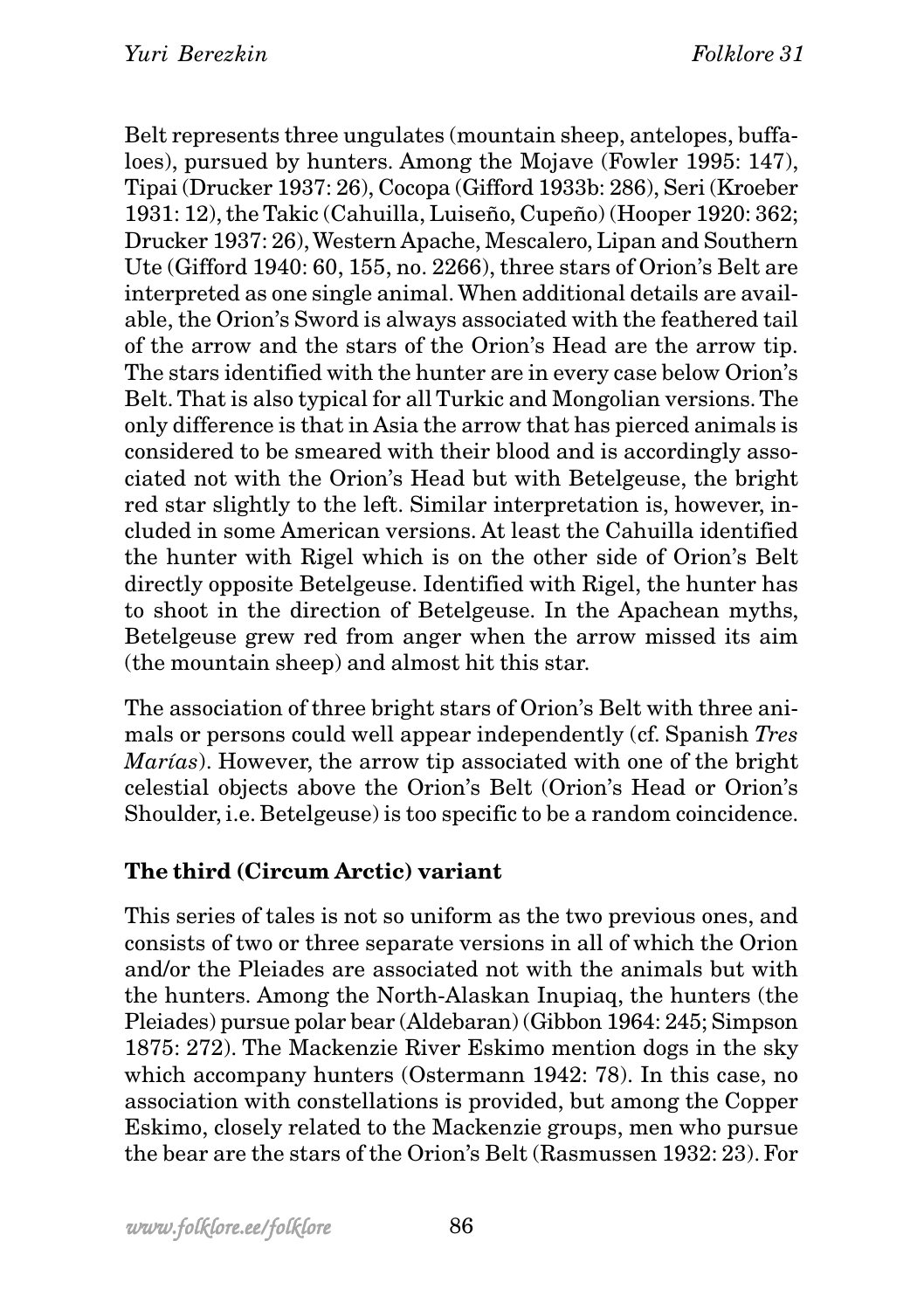Belt represents three ungulates (mountain sheep, antelopes, buffaloes), pursued by hunters. Among the Mojave (Fowler 1995: 147), Tipai (Drucker 1937: 26), Cocopa (Gifford 1933b: 286), Seri (Kroeber 1931: 12), the Takic (Cahuilla, Luiseño, Cupeño) (Hooper 1920: 362; Drucker 1937: 26), Western Apache, Mescalero, Lipan and Southern Ute (Gifford 1940: 60, 155, no. 2266), three stars of Orion's Belt are interpreted as one single animal. When additional details are available, the Orion's Sword is always associated with the feathered tail of the arrow and the stars of the Orion's Head are the arrow tip. The stars identified with the hunter are in every case below Orion's Belt. That is also typical for all Turkic and Mongolian versions. The only difference is that in Asia the arrow that has pierced animals is considered to be smeared with their blood and is accordingly associated not with the Orion's Head but with Betelgeuse, the bright red star slightly to the left. Similar interpretation is, however, included in some American versions. At least the Cahuilla identified the hunter with Rigel which is on the other side of Orion's Belt directly opposite Betelgeuse. Identified with Rigel, the hunter has to shoot in the direction of Betelgeuse. In the Apachean myths, Betelgeuse grew red from anger when the arrow missed its aim (the mountain sheep) and almost hit this star.

The association of three bright stars of Orion's Belt with three animals or persons could well appear independently (cf. Spanish *Tres Marías*). However, the arrow tip associated with one of the bright celestial objects above the Orion's Belt (Orion's Head or Orion's Shoulder, i.e. Betelgeuse) is too specific to be a random coincidence.

## The third (Circum Arctic) variant

This series of tales is not so uniform as the two previous ones, and consists of two or three separate versions in all of which the Orion and/or the Pleiades are associated not with the animals but with the hunters. Among the North-Alaskan Inupiaq, the hunters (the Pleiades) pursue polar bear (Aldebaran) (Gibbon 1964: 245; Simpson 1875: 272). The Mackenzie River Eskimo mention dogs in the sky which accompany hunters (Ostermann 1942: 78). In this case, no association with constellations is provided, but among the Copper Eskimo, closely related to the Mackenzie groups, men who pursue the bear are the stars of the Orion's Belt (Rasmussen 1932: 23). For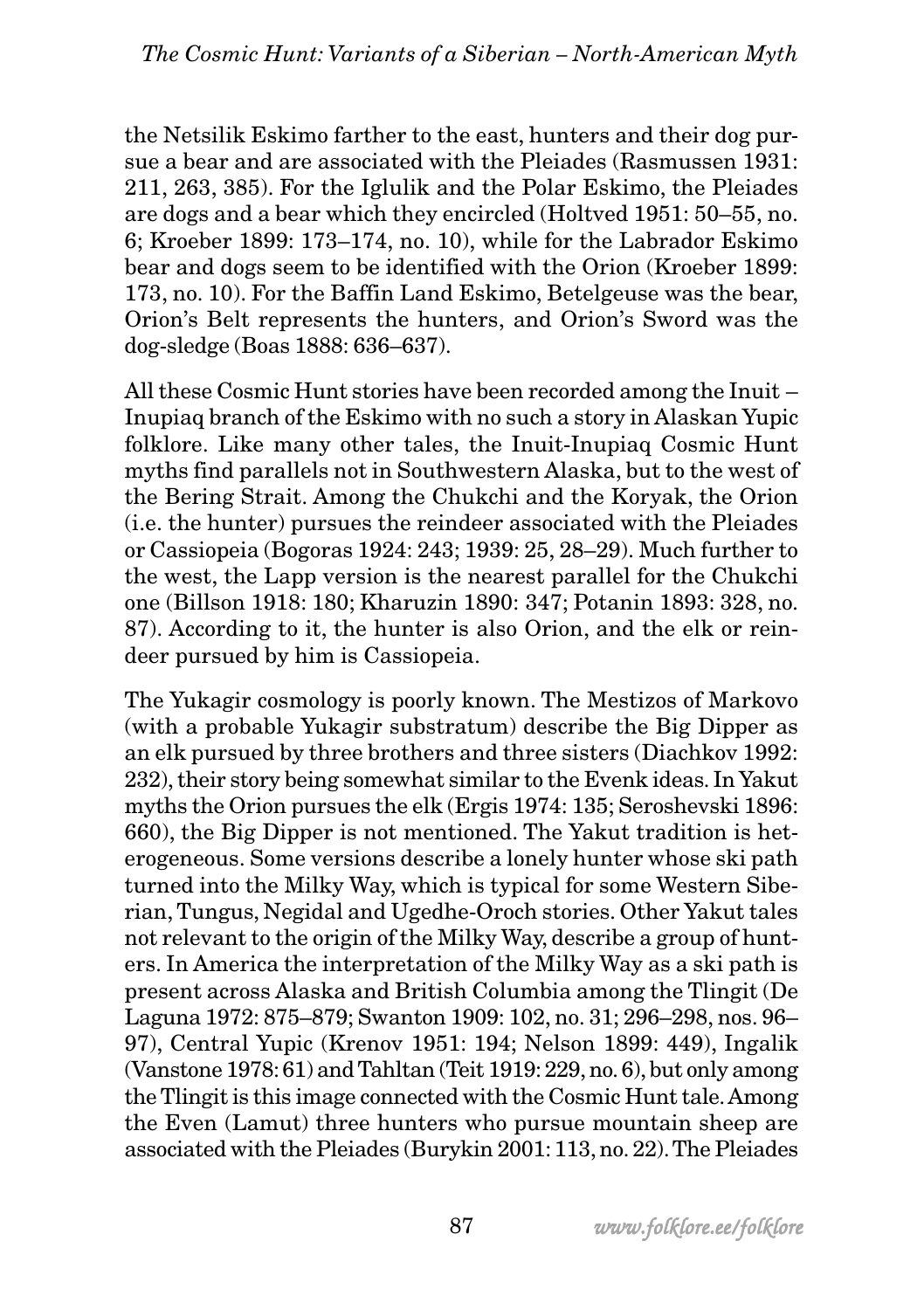the Netsilik Eskimo farther to the east, hunters and their dog pursue a bear and are associated with the Pleiades (Rasmussen 1931: 211, 263, 385). For the Iglulik and the Polar Eskimo, the Pleiades are dogs and a bear which they encircled (Holtved 1951: 50–55, no. 6; Kroeber 1899: 173–174, no. 10), while for the Labrador Eskimo bear and dogs seem to be identified with the Orion (Kroeber 1899: 173, no. 10). For the Baffin Land Eskimo, Betelgeuse was the bear, Orion's Belt represents the hunters, and Orion's Sword was the dog-sledge (Boas 1888: 636–637).

All these Cosmic Hunt stories have been recorded among the Inuit – Inupiaq branch of the Eskimo with no such a story in Alaskan Yupic folklore. Like many other tales, the Inuit-Inupiaq Cosmic Hunt myths find parallels not in Southwestern Alaska, but to the west of the Bering Strait. Among the Chukchi and the Koryak, the Orion (i.e. the hunter) pursues the reindeer associated with the Pleiades or Cassiopeia (Bogoras 1924: 243; 1939: 25, 28–29). Much further to the west, the Lapp version is the nearest parallel for the Chukchi one (Billson 1918: 180; Kharuzin 1890: 347; Potanin 1893: 328, no. 87). According to it, the hunter is also Orion, and the elk or reindeer pursued by him is Cassiopeia.

The Yukagir cosmology is poorly known. The Mestizos of Markovo (with a probable Yukagir substratum) describe the Big Dipper as an elk pursued by three brothers and three sisters (Diachkov 1992: 232), their story being somewhat similar to the Evenk ideas. In Yakut myths the Orion pursues the elk (Ergis 1974: 135; Seroshevski 1896: 660), the Big Dipper is not mentioned. The Yakut tradition is heterogeneous. Some versions describe a lonely hunter whose ski path turned into the Milky Way, which is typical for some Western Siberian, Tungus, Negidal and Ugedhe-Oroch stories. Other Yakut tales not relevant to the origin of the Milky Way, describe a group of hunters. In America the interpretation of the Milky Way as a ski path is present across Alaska and British Columbia among the Tlingit (De Laguna 1972: 875–879; Swanton 1909: 102, no. 31; 296–298, nos. 96–97), Central Yupic (Krenov 1951: 194; Nelson 1899: 449), Ingalik (Vanstone 1978: 61) and Tahltan (Teit 1919: 229, no. 6), but only among the Tlingit is this image connected with the Cosmic Hunt tale. Among the Even (Lamut) three hunters who pursue mountain sheep are associated with the Pleiades (Burykin 2001: 113, no. 22). The Pleiades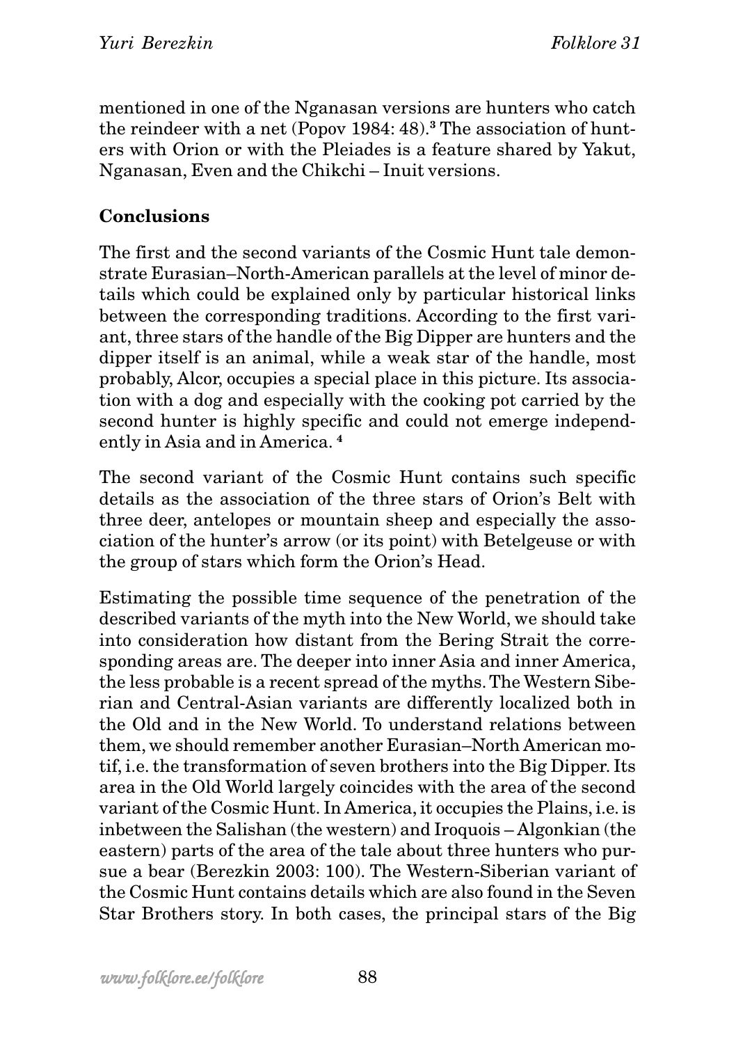mentioned in one of the Nganasan versions are hunters who catch the reindeer with a net (Popov 1984: 48).[3] The association of hunters with Orion or with the Pleiades is a feature shared by Yakut, Nganasan, Even and the Chikchi – Inuit versions.

## Conclusions

The first and the second variants of the Cosmic Hunt tale demonstrate Eurasian–North-American parallels at the level of minor details which could be explained only by particular historical links between the corresponding traditions. According to the first variant, three stars of the handle of the Big Dipper are hunters and the dipper itself is an animal, while a weak star of the handle, most probably, Alcor, occupies a special place in this picture. Its association with a dog and especially with the cooking pot carried by the second hunter is highly specific and could not emerge independently in Asia and in America. [4]

The second variant of the Cosmic Hunt contains such specific details as the association of the three stars of Orion's Belt with three deer, antelopes or mountain sheep and especially the association of the hunter's arrow (or its point) with Betelgeuse or with the group of stars which form the Orion's Head.

Estimating the possible time sequence of the penetration of the described variants of the myth into the New World, we should take into consideration how distant from the Bering Strait the corresponding areas are. The deeper into inner Asia and inner America, the less probable is a recent spread of the myths. The Western Siberian and Central-Asian variants are differently localized both in the Old and in the New World. To understand relations between them, we should remember another Eurasian–North American motif, i.e. the transformation of seven brothers into the Big Dipper. Its area in the Old World largely coincides with the area of the second variant of the Cosmic Hunt. In America, it occupies the Plains, i.e. is inbetween the Salishan (the western) and Iroquois – Algonkian (the eastern) parts of the area of the tale about three hunters who pursue a bear (Berezkin 2003: 100). The Western-Siberian variant of the Cosmic Hunt contains details which are also found in the Seven Star Brothers story. In both cases, the principal stars of the Big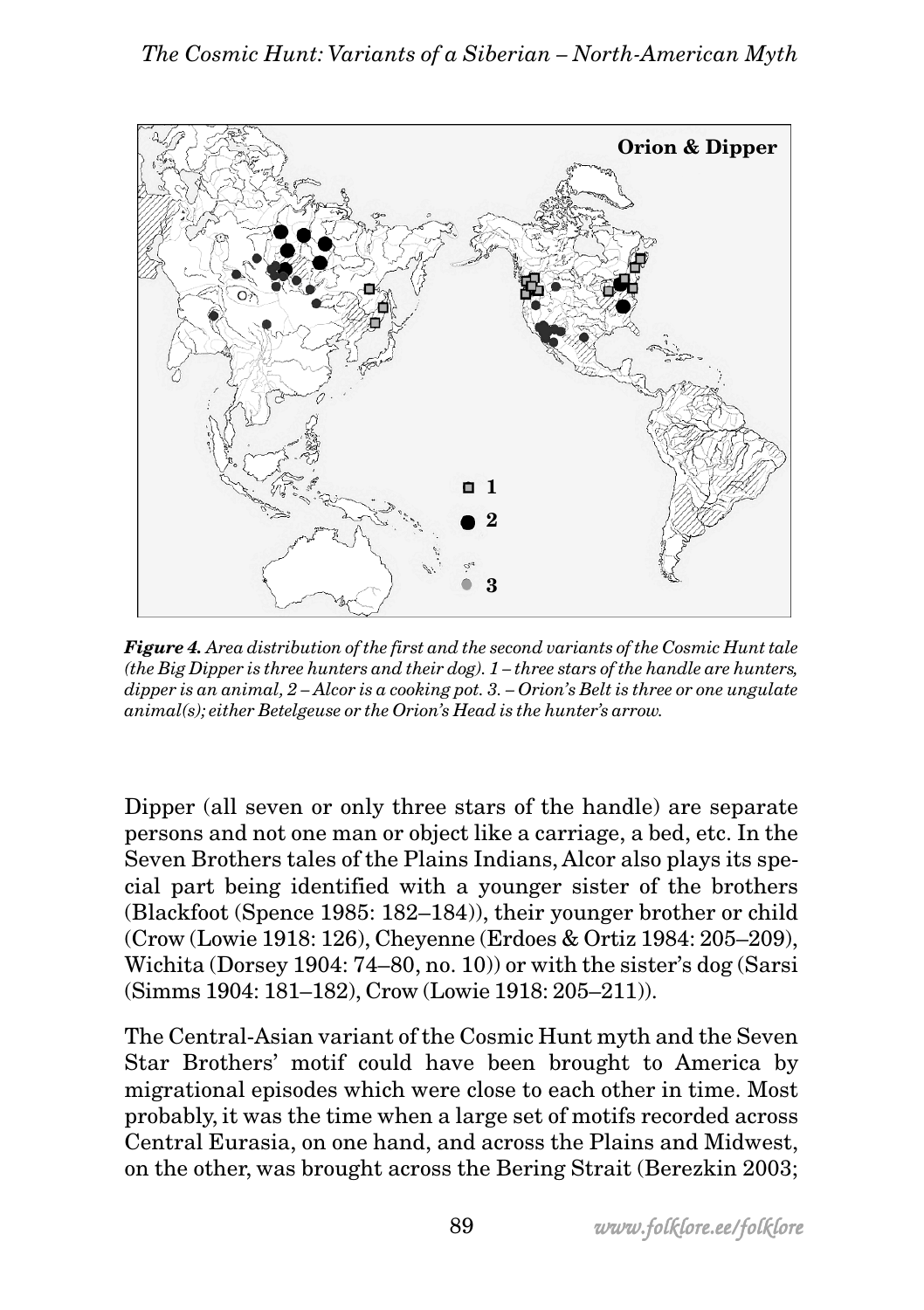*Figure 4. Area distribution of the first and the second variants of the Cosmic Hunt tale (the Big Dipper is three hunters and their dog). 1 – three stars of the handle are hunters, dipper is an animal, 2 – Alcor is a cooking pot. 3. – Orion's Belt is three or one ungulate animal(s); either Betelgeuse or the Orion's Head is the hunter's arrow.*

Dipper (all seven or only three stars of the handle) are separate persons and not one man or object like a carriage, a bed, etc. In the Seven Brothers tales of the Plains Indians, Alcor also plays its special part being identified with a younger sister of the brothers (Blackfoot (Spence 1985: 182–184)), their younger brother or child (Crow (Lowie 1918: 126), Cheyenne (Erdoes & Ortiz 1984: 205–209), Wichita (Dorsey 1904: 74–80, no. 10)) or with the sister's dog (Sarsi (Simms 1904: 181–182), Crow (Lowie 1918: 205–211)).

The Central-Asian variant of the Cosmic Hunt myth and the Seven Star Brothers' motif could have been brought to America by migrational episodes which were close to each other in time. Most probably, it was the time when a large set of motifs recorded across Central Eurasia, on one hand, and across the Plains and Midwest, on the other, was brought across the Bering Strait (Berezkin 2003;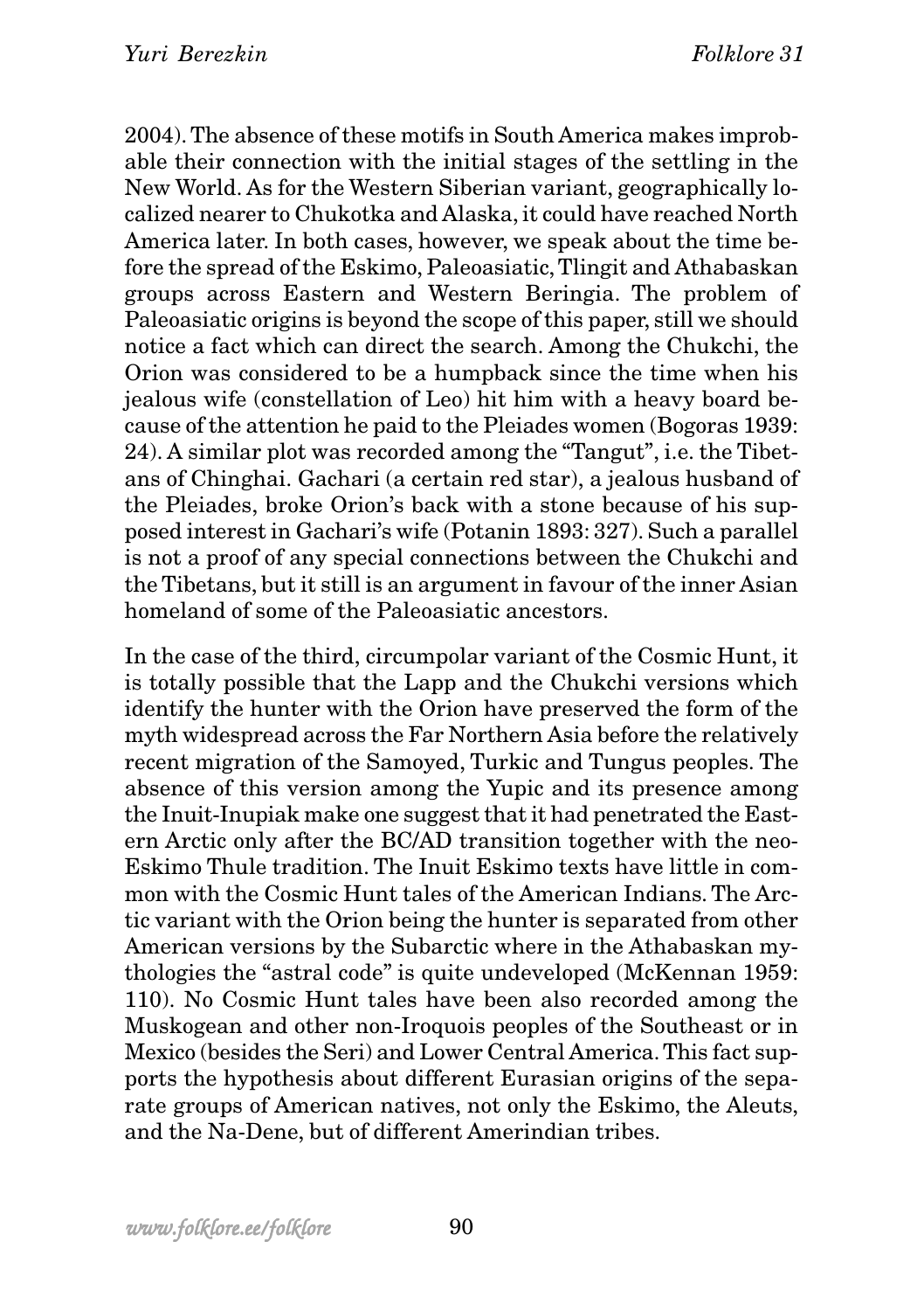2004). The absence of these motifs in South America makes improbable their connection with the initial stages of the settling in the New World. As for the Western Siberian variant, geographically localized nearer to Chukotka and Alaska, it could have reached North America later. In both cases, however, we speak about the time before the spread of the Eskimo, Paleoasiatic, Tlingit and Athabaskan groups across Eastern and Western Beringia. The problem of Paleoasiatic origins is beyond the scope of this paper, still we should notice a fact which can direct the search. Among the Chukchi, the Orion was considered to be a humpback since the time when his jealous wife (constellation of Leo) hit him with a heavy board because of the attention he paid to the Pleiades women (Bogoras 1939: 24). A similar plot was recorded among the "Tangut", i.e. the Tibetans of Chinghai. Gachari (a certain red star), a jealous husband of the Pleiades, broke Orion's back with a stone because of his supposed interest in Gachari's wife (Potanin 1893: 327). Such a parallel is not a proof of any special connections between the Chukchi and the Tibetans, but it still is an argument in favour of the inner Asian homeland of some of the Paleoasiatic ancestors.

In the case of the third, circumpolar variant of the Cosmic Hunt, it is totally possible that the Lapp and the Chukchi versions which identify the hunter with the Orion have preserved the form of the myth widespread across the Far Northern Asia before the relatively recent migration of the Samoyed, Turkic and Tungus peoples. The absence of this version among the Yupic and its presence among the Inuit-Inupiak make one suggest that it had penetrated the Eastern Arctic only after the BC/AD transition together with the neo-Eskimo Thule tradition. The Inuit Eskimo texts have little in common with the Cosmic Hunt tales of the American Indians. The Arctic variant with the Orion being the hunter is separated from other American versions by the Subarctic where in the Athabaskan mythologies the "astral code" is quite undeveloped (McKennan 1959: 110). No Cosmic Hunt tales have been also recorded among the Muskogean and other non-Iroquois peoples of the Southeast or in Mexico (besides the Seri) and Lower Central America. This fact supports the hypothesis about different Eurasian origins of the separate groups of American natives, not only the Eskimo, the Aleuts, and the Na-Dene, but of different Amerindian tribes.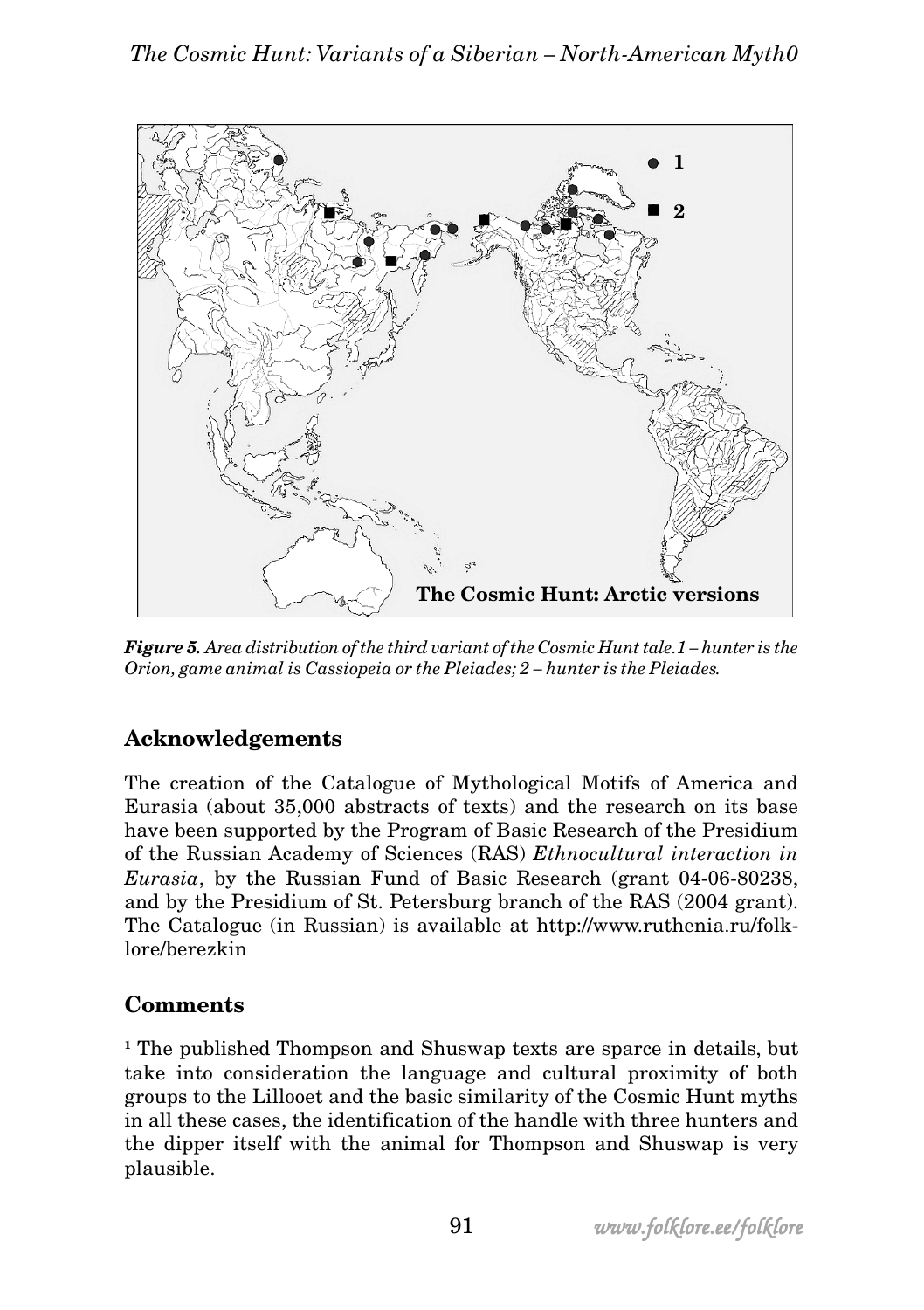**Figure 5.** *Area distribution of the third variant of the Cosmic Hunt tale. 1 – hunter is the Orion, game animal is Cassiopeia or the Pleiades; 2 – hunter is the Pleiades.*

## Acknowledgements

The creation of the Catalogue of Mythological Motifs of America and Eurasia (about 35,000 abstracts of texts) and the research on its base have been supported by the Program of Basic Research of the Presidium of the Russian Academy of Sciences (RAS) *Ethnocultural interaction in Eurasia*, by the Russian Fund of Basic Research (grant 04-06-80238, and by the Presidium of St. Petersburg branch of the RAS (2004 grant). The Catalogue (in Russian) is available at http://www.ruthenia.ru/folklore/berezkin

## Comments

[1] The published Thompson and Shuswap texts are sparce in details, but take into consideration the language and cultural proximity of both groups to the Lillooet and the basic similarity of the Cosmic Hunt myths in all these cases, the identification of the handle with three hunters and the dipper itself with the animal for Thompson and Shuswap is very plausible.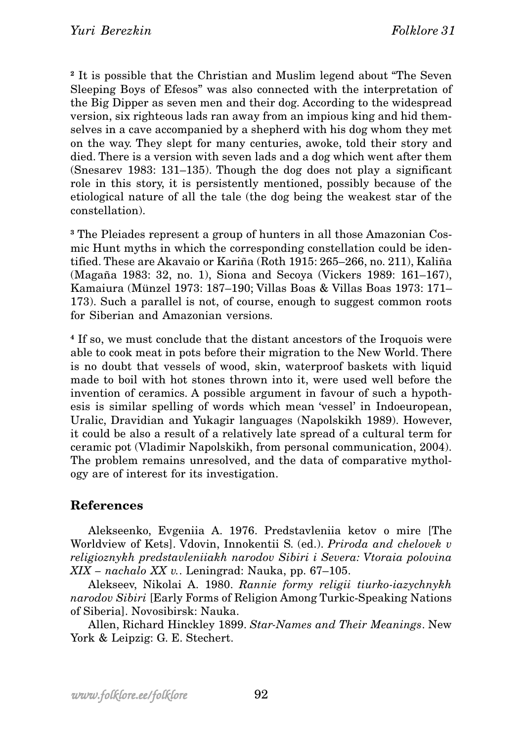[2] It is possible that the Christian and Muslim legend about "The Seven Sleeping Boys of Efesos" was also connected with the interpretation of the Big Dipper as seven men and their dog. According to the widespread version, six righteous lads ran away from an impious king and hid themselves in a cave accompanied by a shepherd with his dog whom they met on the way. They slept for many centuries, awoke, told their story and died. There is a version with seven lads and a dog which went after them (Snesarev 1983: 131–135). Though the dog does not play a significant role in this story, it is persistently mentioned, possibly because of the etiological nature of all the tale (the dog being the weakest star of the constellation).

[3] The Pleiades represent a group of hunters in all those Amazonian Cosmic Hunt myths in which the corresponding constellation could be identified. These are Akavaio or Kariña (Roth 1915: 265–266, no. 211), Kaliña (Magaña 1983: 32, no. 1), Siona and Secoya (Vickers 1989: 161–167), Kamaiura (Münzel 1973: 187–190; Villas Boas & Villas Boas 1973: 171–173). Such a parallel is not, of course, enough to suggest common roots for Siberian and Amazonian versions.

[4] If so, we must conclude that the distant ancestors of the Iroquois were able to cook meat in pots before their migration to the New World. There is no doubt that vessels of wood, skin, waterproof baskets with liquid made to boil with hot stones thrown into it, were used well before the invention of ceramics. A possible argument in favour of such a hypothesis is similar spelling of words which mean 'vessel' in Indoeuropean, Uralic, Dravidian and Yukagir languages (Napolskikh 1989). However, it could be also a result of a relatively late spread of a cultural term for ceramic pot (Vladimir Napolskikh, from personal communication, 2004). The problem remains unresolved, and the data of comparative mythology are of interest for its investigation.

## References

Alekseenko, Evgeniia A. 1976. Predstavleniia ketov o mire [The Worldview of Kets]. Vdovin, Innokentii S. (ed.). *Priroda and chelovek v religioznykh predstavleniiakh narodov Sibiri i Severa: Vtoraia polovina XIX – nachalo XX v.*. Leningrad: Nauka, pp. 67–105.

Alekseev, Nikolai A. 1980. *Rannie formy religii tiurko-iazychnykh narodov Sibiri* [Early Forms of Religion Among Turkic-Speaking Nations of Siberia]. Novosibirsk: Nauka.

Allen, Richard Hinckley 1899. *Star-Names and Their Meanings*. New York & Leipzig: G. E. Stechert.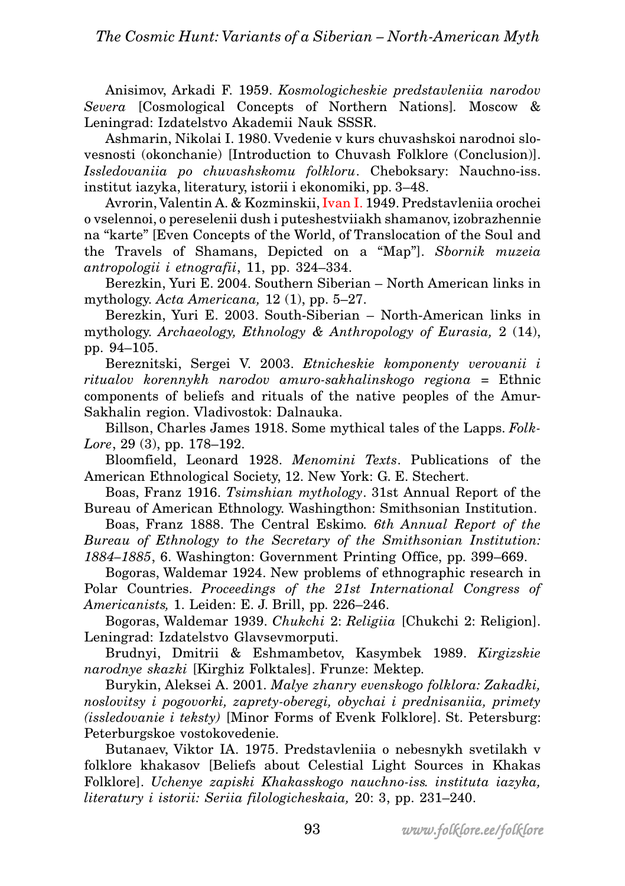Anisimov, Arkadi F. 1959. *Kosmologicheskie predstavleniia narodov Severa* [Cosmological Concepts of Northern Nations]. Moscow & Leningrad: Izdatelstvo Akademii Nauk SSSR.

Ashmarin, Nikolai I. 1980. Vvedenie v kurs chuvashskoi narodnoi slovesnosti (okonchanie) [Introduction to Chuvash Folklore (Conclusion)]. *Issledovaniia po chuvashskomu folkloru*. Cheboksary: Nauchno-iss. institut iazyka, literatury, istorii i ekonomiki, pp. 3–48.

Avrorin, Valentin A. & Kozminskii, Ivan I. 1949. Predstavleniia orochei o vselennoi, o pereselenii dush i puteshestviiakh shamanov, izobrazhennie na "karte" [Even Concepts of the World, of Translocation of the Soul and the Travels of Shamans, Depicted on a "Map"]. *Sbornik muzeia antropologii i etnografii*, 11, pp. 324–334.

Berezkin, Yuri E. 2004. Southern Siberian – North American links in mythology. *Acta Americana,* 12 (1), pp. 5–27.

Berezkin, Yuri E. 2003. South-Siberian – North-American links in mythology. *Archaeology, Ethnology & Anthropology of Eurasia,* 2 (14), pp. 94–105.

Bereznitski, Sergei V. 2003. *Etnicheskie komponenty verovanii i ritualov korennykh narodov amuro-sakhalinskogo regiona* = Ethnic components of beliefs and rituals of the native peoples of the Amur-Sakhalin region. Vladivostok: Dalnauka.

Billson, Charles James 1918. Some mythical tales of the Lapps. *Folk-Lore*, 29 (3), pp. 178–192.

Bloomfield, Leonard 1928. *Menomini Texts*. Publications of the American Ethnological Society, 12. New York: G. E. Stechert.

Boas, Franz 1916. *Tsimshian mythology*. 31st Annual Report of the Bureau of American Ethnology. Washingthon: Smithsonian Institution.

Boas, Franz 1888. The Central Eskimo. *6th Annual Report of the Bureau of Ethnology to the Secretary of the Smithsonian Institution: 1884–1885*, 6. Washington: Government Printing Office, pp. 399–669.

Bogoras, Waldemar 1924. New problems of ethnographic research in Polar Countries. *Proceedings of the 21st International Congress of Americanists,* 1. Leiden: E. J. Brill, pp. 226–246.

Bogoras, Waldemar 1939. *Chukchi* 2: *Religiia* [Chukchi 2: Religion]. Leningrad: Izdatelstvo Glavsevmorputi.

Brudnyi, Dmitrii & Eshmambetov, Kasymbek 1989. *Kirgizskie narodnye skazki* [Kirghiz Folktales]. Frunze: Mektep.

Burykin, Aleksei A. 2001. *Malye zhanry evenskogo folklora: Zakadki, noslovitsy i pogovorki, zaprety-oberegi, obychai i prednisaniia, primety (issledovanie i teksty)* [Minor Forms of Evenk Folklore]. St. Petersburg: Peterburgskoe vostokovedenie.

Butanaev, Viktor IA. 1975. Predstavleniia o nebesnykh svetilakh v folklore khakasov [Beliefs about Celestial Light Sources in Khakas Folklore]. *Uchenye zapiski Khakasskogo nauchno-iss. instituta iazyka, literatury i istorii: Seriia filologicheskaia,* 20: 3, pp. 231–240.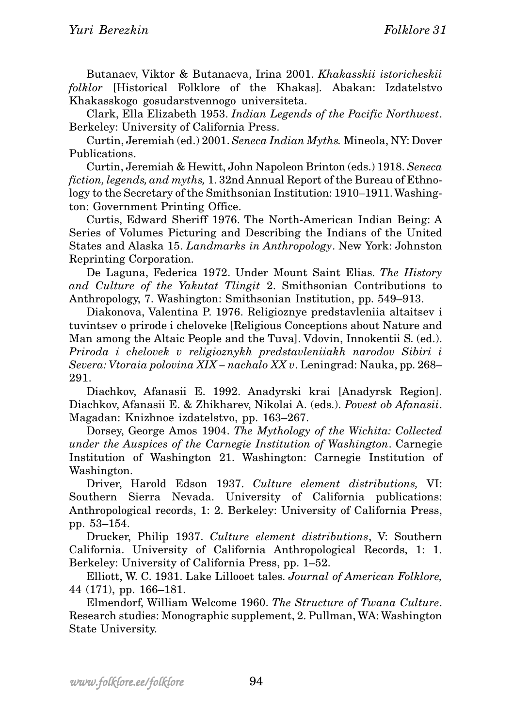Butanaev, Viktor & Butanaeva, Irina 2001. *Khakasskii istoricheskii folklor* [Historical Folklore of the Khakas]. Abakan: Izdatelstvo Khakasskogo gosudarstvennogo universiteta.

Clark, Ella Elizabeth 1953. *Indian Legends of the Pacific Northwest*. Berkeley: University of California Press.

Curtin, Jeremiah (ed.) 2001. *Seneca Indian Myths.* Mineola, NY: Dover Publications.

Curtin, Jeremiah & Hewitt, John Napoleon Brinton (eds.) 1918. *Seneca fiction, legends, and myths,* 1. 32nd Annual Report of the Bureau of Ethnology to the Secretary of the Smithsonian Institution: 1910–1911. Washington: Government Printing Office.

Curtis, Edward Sheriff 1976. The North-American Indian Being: A Series of Volumes Picturing and Describing the Indians of the United States and Alaska 15. *Landmarks in Anthropology*. New York: Johnston Reprinting Corporation.

De Laguna, Federica 1972. Under Mount Saint Elias. *The History and Culture of the Yakutat Tlingit* 2. Smithsonian Contributions to Anthropology, 7. Washington: Smithsonian Institution, pp. 549–913.

Diakonova, Valentina P. 1976. Religioznye predstavleniia altaitsev i tuvintsev o prirode i cheloveke [Religious Conceptions about Nature and Man among the Altaic People and the Tuva]. Vdovin, Innokentii S. (ed.). *Priroda i chelovek v religioznykh predstavleniiakh narodov Sibiri i Severa: Vtoraia polovina XIX – nachalo XX v*. Leningrad: Nauka, pp. 268–291.

Diachkov, Afanasii E. 1992. Anadyrski krai [Anadyrsk Region]. Diachkov, Afanasii E. & Zhikharev, Nikolai A. (eds.). *Povest ob Afanasii*. Magadan: Knizhnoe izdatelstvo, pp. 163–267.

Dorsey, George Amos 1904. *The Mythology of the Wichita: Collected under the Auspices of the Carnegie Institution of Washington*. Carnegie Institution of Washington 21. Washington: Carnegie Institution of Washington.

Driver, Harold Edson 1937. *Culture element distributions,* VI: Southern Sierra Nevada. University of California publications: Anthropological records, 1: 2. Berkeley: University of California Press, pp. 53–154.

Drucker, Philip 1937. *Culture element distributions*, V: Southern California. University of California Anthropological Records, 1: 1. Berkeley: University of California Press, pp. 1–52.

Elliott, W. C. 1931. Lake Lillooet tales. *Journal of American Folklore,* 44 (171), pp. 166–181.

Elmendorf, William Welcome 1960. *The Structure of Twana Culture*. Research studies: Monographic supplement, 2. Pullman, WA: Washington State University.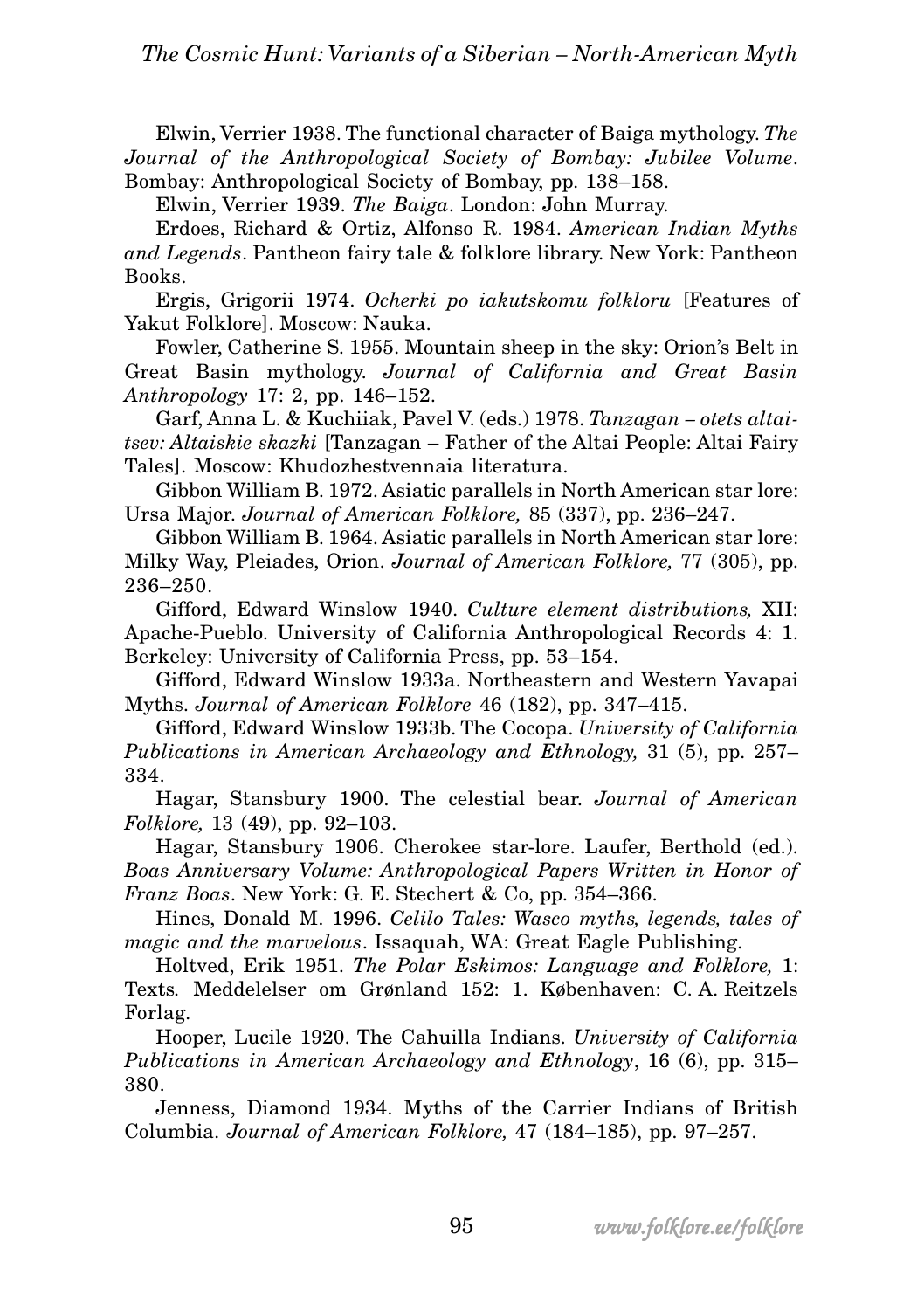Elwin, Verrier 1938. The functional character of Baiga mythology. *The Journal of the Anthropological Society of Bombay: Jubilee Volume*. Bombay: Anthropological Society of Bombay, pp. 138–158.

Elwin, Verrier 1939. *The Baiga*. London: John Murray.

Erdoes, Richard & Ortiz, Alfonso R. 1984. *American Indian Myths and Legends*. Pantheon fairy tale & folklore library. New York: Pantheon Books.

Ergis, Grigorii 1974. *Ocherki po iakutskomu folkloru* [Features of Yakut Folklore]. Moscow: Nauka.

Fowler, Catherine S. 1955. Mountain sheep in the sky: Orion's Belt in Great Basin mythology. *Journal of California and Great Basin Anthropology* 17: 2, pp. 146–152.

Garf, Anna L. & Kuchiiak, Pavel V. (eds.) 1978. *Tanzagan – otets altaitsev: Altaiskie skazki* [Tanzagan – Father of the Altai People: Altai Fairy Tales]. Moscow: Khudozhestvennaia literatura.

Gibbon William B. 1972. Asiatic parallels in North American star lore: Ursa Major. *Journal of American Folklore,* 85 (337), pp. 236–247.

Gibbon William B. 1964. Asiatic parallels in North American star lore: Milky Way, Pleiades, Orion. *Journal of American Folklore,* 77 (305), pp. 236–250.

Gifford, Edward Winslow 1940. *Culture element distributions,* XII: Apache-Pueblo. University of California Anthropological Records 4: 1. Berkeley: University of California Press, pp. 53–154.

Gifford, Edward Winslow 1933a. Northeastern and Western Yavapai Myths. *Journal of American Folklore* 46 (182), pp. 347–415.

Gifford, Edward Winslow 1933b. The Cocopa. *University of California Publications in American Archaeology and Ethnology,* 31 (5), pp. 257–334.

Hagar, Stansbury 1900. The celestial bear. *Journal of American Folklore,* 13 (49), pp. 92–103.

Hagar, Stansbury 1906. Cherokee star-lore. Laufer, Berthold (ed.). *Boas Anniversary Volume: Anthropological Papers Written in Honor of Franz Boas*. New York: G. E. Stechert & Co, pp. 354–366.

Hines, Donald M. 1996. *Celilo Tales: Wasco myths, legends, tales of magic and the marvelous*. Issaquah, WA: Great Eagle Publishing.

Holtved, Erik 1951. *The Polar Eskimos: Language and Folklore,* 1: Texts*.* Meddelelser om Grønland 152: 1. København: C. A. Reitzels Forlag.

Hooper, Lucile 1920. The Cahuilla Indians. *University of California Publications in American Archaeology and Ethnology*, 16 (6), pp. 315–380.

Jenness, Diamond 1934. Myths of the Carrier Indians of British Columbia. *Journal of American Folklore,* 47 (184–185), pp. 97–257.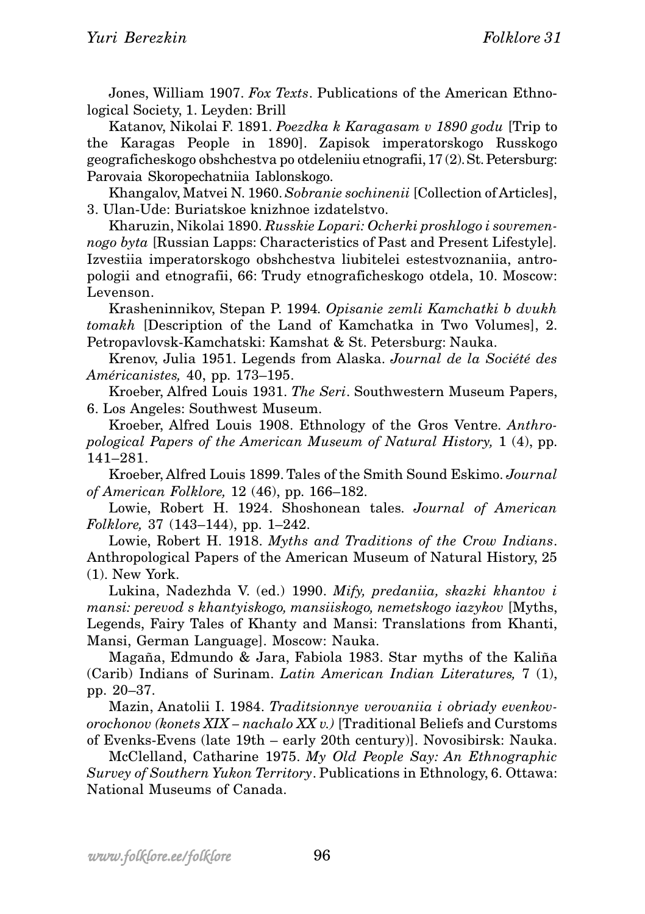Jones, William 1907. *Fox Texts*. Publications of the American Ethnological Society, 1. Leyden: Brill

Katanov, Nikolai F. 1891. *Poezdka k Karagasam v 1890 godu* [Trip to the Karagas People in 1890]. Zapisok imperatorskogo Russkogo geograficheskogo obshchestva po otdeleniiu etnografii, 17 (2). St. Petersburg: Parovaia Skoropechatniia Iablonskogo.

Khangalov, Matvei N. 1960. *Sobranie sochinenii* [Collection of Articles], 3. Ulan-Ude: Buriatskoe knizhnoe izdatelstvo.

Kharuzin, Nikolai 1890. *Russkie Lopari: Ocherki proshlogo i sovremennogo byta* [Russian Lapps: Characteristics of Past and Present Lifestyle]. Izvestiia imperatorskogo obshchestva liubitelei estestvoznaniia, antropologii and etnografii, 66: Trudy etnograficheskogo otdela, 10. Moscow: Levenson.

Krasheninnikov, Stepan P. 1994. *Opisanie zemli Kamchatki b dvukh tomakh* [Description of the Land of Kamchatka in Two Volumes], 2. Petropavlovsk-Kamchatski: Kamshat & St. Petersburg: Nauka.

Krenov, Julia 1951. Legends from Alaska. *Journal de la Société des Américanistes,* 40, pp. 173–195.

Kroeber, Alfred Louis 1931. *The Seri*. Southwestern Museum Papers, 6. Los Angeles: Southwest Museum.

Kroeber, Alfred Louis 1908. Ethnology of the Gros Ventre. *Anthropological Papers of the American Museum of Natural History,* 1 (4), pp. 141–281.

Kroeber, Alfred Louis 1899. Tales of the Smith Sound Eskimo. *Journal of American Folklore,* 12 (46), pp. 166–182.

Lowie, Robert H. 1924. Shoshonean tales. *Journal of American Folklore,* 37 (143–144), pp. 1–242.

Lowie, Robert H. 1918. *Myths and Traditions of the Crow Indians*. Anthropological Papers of the American Museum of Natural History, 25 (1). New York.

Lukina, Nadezhda V. (ed.) 1990. *Mify, predaniia, skazki khantov i mansi: perevod s khantyiskogo, mansiiskogo, nemetskogo iazykov* [Myths, Legends, Fairy Tales of Khanty and Mansi: Translations from Khanti, Mansi, German Language]. Moscow: Nauka.

Magaña, Edmundo & Jara, Fabiola 1983. Star myths of the Kaliña (Carib) Indians of Surinam. *Latin American Indian Literatures,* 7 (1), pp. 20–37.

Mazin, Anatolii I. 1984. *Traditsionnye verovaniia i obriady evenkovorochonov (konets XIX – nachalo XX v.)* [Traditional Beliefs and Curstoms of Evenks-Evens (late 19th – early 20th century)]. Novosibirsk: Nauka.

McClelland, Catharine 1975. *My Old People Say: An Ethnographic Survey of Southern Yukon Territory*. Publications in Ethnology, 6. Ottawa: National Museums of Canada.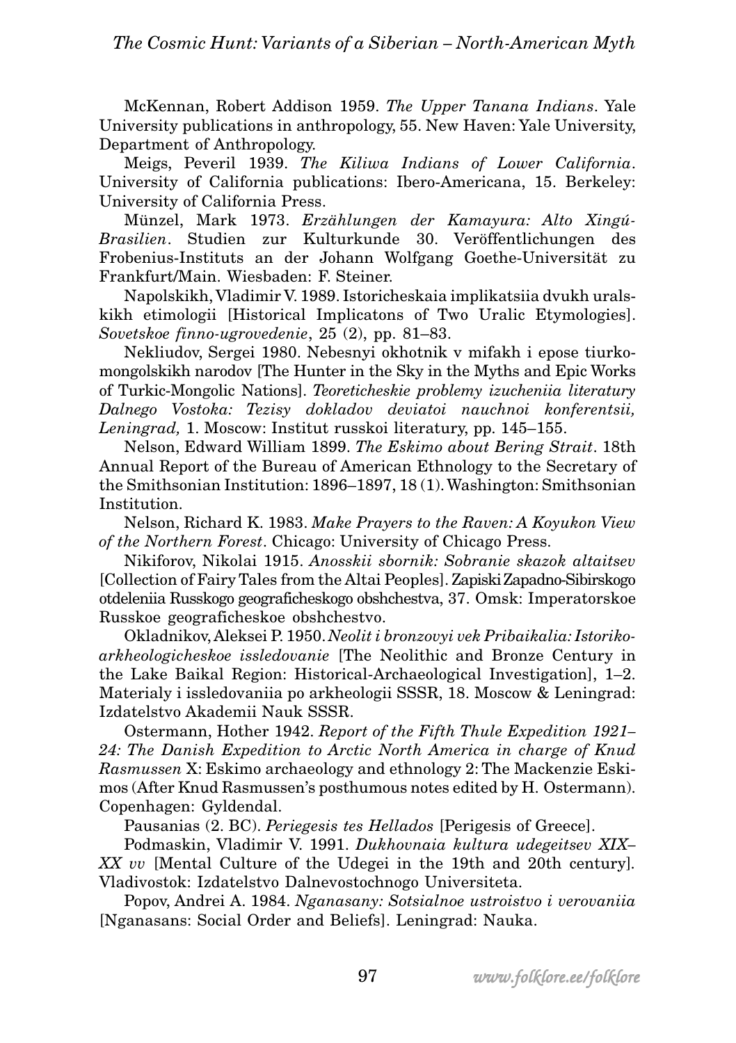McKennan, Robert Addison 1959. *The Upper Tanana Indians*. Yale University publications in anthropology, 55. New Haven: Yale University, Department of Anthropology.

Meigs, Peveril 1939. *The Kiliwa Indians of Lower California*. University of California publications: Ibero-Americana, 15. Berkeley: University of California Press.

Münzel, Mark 1973. *Erzählungen der Kamayura: Alto Xingú-Brasilien*. Studien zur Kulturkunde 30. Veröffentlichungen des Frobenius-Instituts an der Johann Wolfgang Goethe-Universität zu Frankfurt/Main. Wiesbaden: F. Steiner.

Napolskikh, Vladimir V. 1989. Istoricheskaia implikatsiia dvukh uralskikh etimologii [Historical Implicatons of Two Uralic Etymologies]. *Sovetskoe finno-ugrovedenie*, 25 (2), pp. 81–83.

Nekliudov, Sergei 1980. Nebesnyi okhotnik v mifakh i epose tiurkomongolskikh narodov [The Hunter in the Sky in the Myths and Epic Works of Turkic-Mongolic Nations]. *Teoreticheskie problemy izucheniia literatury Dalnego Vostoka: Tezisy dokladov deviatoi nauchnoi konferentsii, Leningrad,* 1. Moscow: Institut russkoi literatury, pp. 145–155.

Nelson, Edward William 1899. *The Eskimo about Bering Strait*. 18th Annual Report of the Bureau of American Ethnology to the Secretary of the Smithsonian Institution: 1896–1897, 18 (1). Washington: Smithsonian Institution.

Nelson, Richard K. 1983. *Make Prayers to the Raven: A Koyukon View of the Northern Forest*. Chicago: University of Chicago Press.

Nikiforov, Nikolai 1915. *Anosskii sbornik: Sobranie skazok altaitsev* [Collection of Fairy Tales from the Altai Peoples]. Zapiski Zapadno-Sibirskogo otdeleniia Russkogo geograficheskogo obshchestva, 37. Omsk: Imperatorskoe Russkoe geograficheskoe obshchestvo.

Okladnikov, Aleksei P. 1950. *Neolit i bronzovyi vek Pribaikalia: Istoriko-arkheologicheskoe issledovanie* [The Neolithic and Bronze Century in the Lake Baikal Region: Historical-Archaeological Investigation], 1–2. Materialy i issledovaniia po arkheologii SSSR, 18. Moscow & Leningrad: Izdatelstvo Akademii Nauk SSSR.

Ostermann, Hother 1942. *Report of the Fifth Thule Expedition 1921–24: The Danish Expedition to Arctic North America in charge of Knud Rasmussen* X: Eskimo archaeology and ethnology 2: The Mackenzie Eskimos (After Knud Rasmussen's posthumous notes edited by H. Ostermann). Copenhagen: Gyldendal.

Pausanias (2. BC). *Periegesis tes Hellados* [Perigesis of Greece].

Podmaskin, Vladimir V. 1991. *Dukhovnaia kultura udegeitsev XIX–XX vv* [Mental Culture of the Udegei in the 19th and 20th century]. Vladivostok: Izdatelstvo Dalnevostochnogo Universiteta.

Popov, Andrei A. 1984. *Nganasany: Sotsialnoe ustroistvo i verovaniia* [Nganasans: Social Order and Beliefs]. Leningrad: Nauka.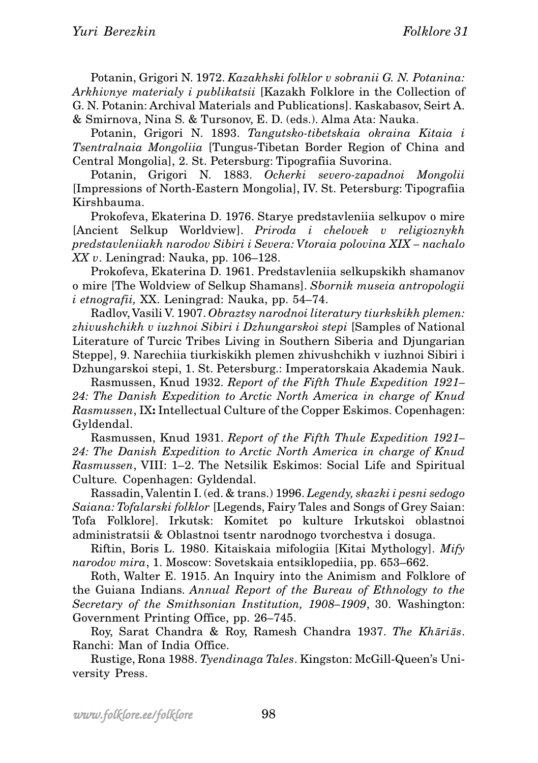Potanin, Grigori N. 1972. *Kazakhski folklor v sobranii G. N. Potanina: Arkhivnye materialy i publikatsii* [Kazakh Folklore in the Collection of G. N. Potanin: Archival Materials and Publications]. Kaskabasov, Seirt A. & Smirnova, Nina S. & Tursonov, E. D. (eds.). Alma Ata: Nauka.

Potanin, Grigori N. 1893. *Tangutsko-tibetskaia okraina Kitaia i Tsentralnaia Mongoliia* [Tungus-Tibetan Border Region of China and Central Mongolia], 2. St. Petersburg: Tipografiia Suvorina.

Potanin, Grigori N. 1883. *Ocherki severo-zapadnoi Mongolii* [Impressions of North-Eastern Mongolia], IV. St. Petersburg: Tipografiia Kirshbauma.

Prokofeva, Ekaterina D. 1976. Starye predstavleniia selkupov o mire [Ancient Selkup Worldview]. *Priroda i chelovek v religioznykh predstavleniiakh narodov Sibiri i Severa: Vtoraia polovina XIX – nachalo XX v*. Leningrad: Nauka, pp. 106–128.

Prokofeva, Ekaterina D. 1961. Predstavleniia selkupskikh shamanov o mire [The Woldview of Selkup Shamans]. *Sbornik museia antropologii i etnografii,* XX. Leningrad: Nauka, pp. 54–74.

Radlov, Vasili V. 1907. *Obraztsy narodnoi literatury tiurkskikh plemen: zhivushchikh v iuzhnoi Sibiri i Dzhungarskoi stepi* [Samples of National Literature of Turcic Tribes Living in Southern Siberia and Djungarian Steppe], 9. Narechiia tiurkiskikh plemen zhivushchikh v iuzhnoi Sibiri i Dzhungarskoi stepi, 1. St. Petersburg.: Imperatorskaia Akademia Nauk.

Rasmussen, Knud 1932. *Report of the Fifth Thule Expedition 1921–24: The Danish Expedition to Arctic North America in charge of Knud Rasmussen*, IX**:** Intellectual Culture of the Copper Eskimos. Copenhagen: Gyldendal.

Rasmussen, Knud 1931. *Report of the Fifth Thule Expedition 1921–24: The Danish Expedition to Arctic North America in charge of Knud Rasmussen*, VIII: 1–2. The Netsilik Eskimos: Social Life and Spiritual Culture*.* Copenhagen: Gyldendal.

Rassadin, Valentin I. (ed. & trans.) 1996. *Legendy, skazki i pesni sedogo Saiana: Tofalarski folklor* [Legends, Fairy Tales and Songs of Grey Saian: Tofa Folklore]. Irkutsk: Komitet po kulture Irkutskoi oblastnoi administratsii & Oblastnoi tsentr narodnogo tvorchestva i dosuga.

Riftin, Boris L. 1980. Kitaiskaia mifologiia [Kitai Mythology]. *Mify narodov mira*, 1. Moscow: Sovetskaia entsiklopediia, pp. 653–662.

Roth, Walter E. 1915. An Inquiry into the Animism and Folklore of the Guiana Indians. *Annual Report of the Bureau of Ethnology to the Secretary of the Smithsonian Institution, 1908–1909*, 30. Washington: Government Printing Office, pp. 26–745.

Roy, Sarat Chandra & Roy, Ramesh Chandra 1937. *The Khāriās*. Ranchi: Man of India Office.

Rustige, Rona 1988. *Tyendinaga Tales*. Kingston: McGill-Queen's University Press.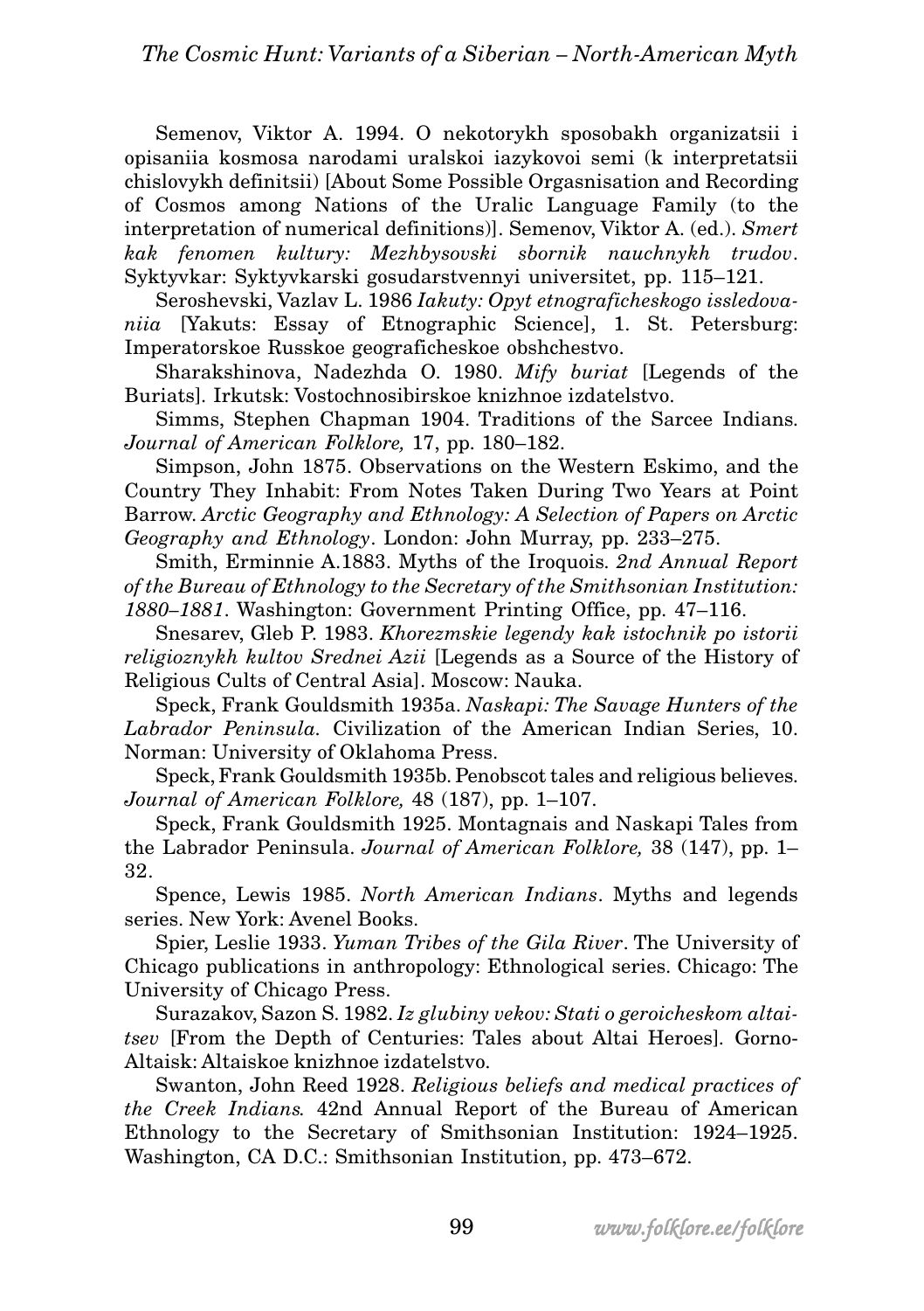Semenov, Viktor A. 1994. O nekotorykh sposobakh organizatsii i opisaniia kosmosa narodami uralskoi iazykovoi semi (k interpretatsii chislovykh definitsii) [About Some Possible Orgasnisation and Recording of Cosmos among Nations of the Uralic Language Family (to the interpretation of numerical definitions)]. Semenov, Viktor A. (ed.). *Smert kak fenomen kultury: Mezhbysovski sbornik nauchnykh trudov*. Syktyvkar: Syktyvkarski gosudarstvennyi universitet, pp. 115–121.

Seroshevski, Vazlav L. 1986 *Iakuty: Opyt etnograficheskogo issledovaniia* [Yakuts: Essay of Etnographic Science], 1. St. Petersburg: Imperatorskoe Russkoe geograficheskoe obshchestvo.

Sharakshinova, Nadezhda O. 1980. *Mify buriat* [Legends of the Buriats]. Irkutsk: Vostochnosibirskoe knizhnoe izdatelstvo.

Simms, Stephen Chapman 1904. Traditions of the Sarcee Indians. *Journal of American Folklore,* 17, pp. 180–182.

Simpson, John 1875. Observations on the Western Eskimo, and the Country They Inhabit: From Notes Taken During Two Years at Point Barrow. *Arctic Geography and Ethnology: A Selection of Papers on Arctic Geography and Ethnology*. London: John Murray, pp. 233–275.

Smith, Erminnie A.1883. Myths of the Iroquois. *2nd Annual Report of the Bureau of Ethnology to the Secretary of the Smithsonian Institution: 1880–1881*. Washington: Government Printing Office, pp. 47–116.

Snesarev, Gleb P. 1983. *Khorezmskie legendy kak istochnik po istorii religioznykh kultov Srednei Azii* [Legends as a Source of the History of Religious Cults of Central Asia]. Moscow: Nauka.

Speck, Frank Gouldsmith 1935a. *Naskapi: The Savage Hunters of the Labrador Peninsula*. Civilization of the American Indian Series, 10. Norman: University of Oklahoma Press.

Speck, Frank Gouldsmith 1935b. Penobscot tales and religious believes. *Journal of American Folklore,* 48 (187), pp. 1–107.

Speck, Frank Gouldsmith 1925. Montagnais and Naskapi Tales from the Labrador Peninsula. *Journal of American Folklore,* 38 (147), pp. 1–32.

Spence, Lewis 1985. *North American Indians*. Myths and legends series. New York: Avenel Books.

Spier, Leslie 1933. *Yuman Tribes of the Gila River*. The University of Chicago publications in anthropology: Ethnological series. Chicago: The University of Chicago Press.

Surazakov, Sazon S. 1982. *Iz glubiny vekov: Stati o geroicheskom altaitsev* [From the Depth of Centuries: Tales about Altai Heroes]. Gorno-Altaisk: Altaiskoe knizhnoe izdatelstvo.

Swanton, John Reed 1928. *Religious beliefs and medical practices of the Creek Indians.* 42nd Annual Report of the Bureau of American Ethnology to the Secretary of Smithsonian Institution: 1924–1925. Washington, CA D.C.: Smithsonian Institution, pp. 473–672.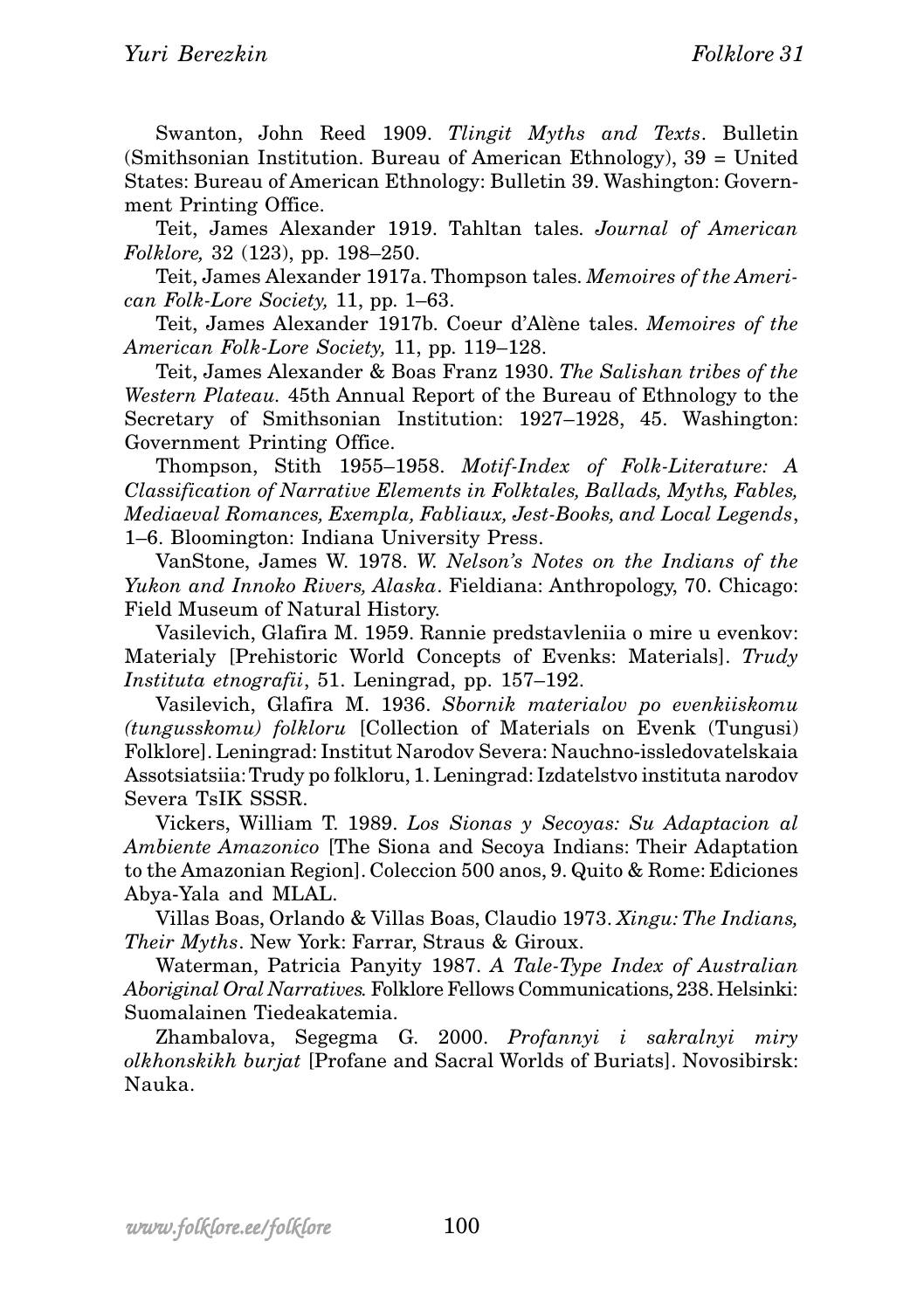Swanton, John Reed 1909. *Tlingit Myths and Texts*. Bulletin (Smithsonian Institution. Bureau of American Ethnology), 39 = United States: Bureau of American Ethnology: Bulletin 39. Washington: Government Printing Office.

Teit, James Alexander 1919. Tahltan tales. *Journal of American Folklore,* 32 (123), pp. 198–250.

Teit, James Alexander 1917a. Thompson tales. *Memoires of the American Folk-Lore Society,* 11, pp. 1–63.

Teit, James Alexander 1917b. Coeur d'Alène tales. *Memoires of the American Folk-Lore Society,* 11, pp. 119–128.

Teit, James Alexander & Boas Franz 1930. *The Salishan tribes of the Western Plateau.* 45th Annual Report of the Bureau of Ethnology to the Secretary of Smithsonian Institution: 1927–1928, 45. Washington: Government Printing Office.

Thompson, Stith 1955–1958. *Motif-Index of Folk-Literature: A Classification of Narrative Elements in Folktales, Ballads, Myths, Fables, Mediaeval Romances, Exempla, Fabliaux, Jest-Books, and Local Legends*, 1–6. Bloomington: Indiana University Press.

VanStone, James W. 1978. *W. Nelson's Notes on the Indians of the Yukon and Innoko Rivers, Alaska*. Fieldiana: Anthropology, 70. Chicago: Field Museum of Natural History.

Vasilevich, Glafira M. 1959. Rannie predstavleniia o mire u evenkov: Materialy [Prehistoric World Concepts of Evenks: Materials]. *Trudy Instituta etnografii*, 51. Leningrad, pp. 157–192.

Vasilevich, Glafira M. 1936. *Sbornik materialov po evenkiiskomu (tungusskomu) folkloru* [Collection of Materials on Evenk (Tungusi) Folklore]. Leningrad: Institut Narodov Severa: Nauchno-issledovatelskaia Assotsiatsiia: Trudy po folkloru, 1. Leningrad: Izdatelstvo instituta narodov Severa TsIK SSSR.

Vickers, William T. 1989. *Los Sionas y Secoyas: Su Adaptacion al Ambiente Amazonico* [The Siona and Secoya Indians: Their Adaptation to the Amazonian Region]. Coleccion 500 anos, 9. Quito & Rome: Ediciones Abya-Yala and MLAL.

Villas Boas, Orlando & Villas Boas, Claudio 1973. *Xingu: The Indians, Their Myths*. New York: Farrar, Straus & Giroux.

Waterman, Patricia Panyity 1987. *A Tale-Type Index of Australian Aboriginal Oral Narratives.* Folklore Fellows Communications, 238. Helsinki: Suomalainen Tiedeakatemia.

Zhambalova, Segegma G. 2000. *Profannyi i sakralnyi miry olkhonskikh burjat* [Profane and Sacral Worlds of Buriats]. Novosibirsk: Nauka.